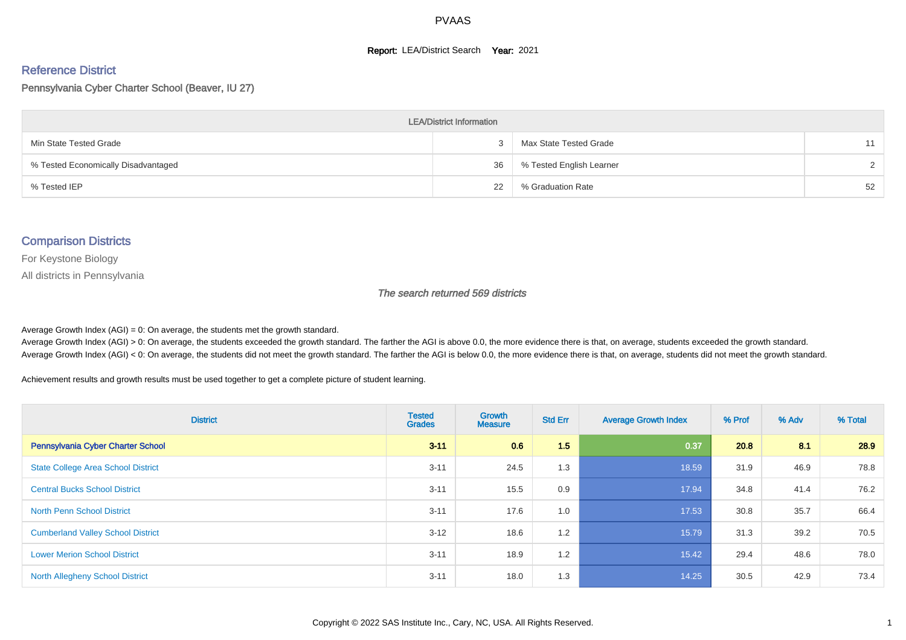# PVAAS

**Report:** LEA/District Search **Year:** 2021

## Reference District

Pennsylvania Cyber Charter School (Beaver, IU 27)

| LEA/District Information | | | |
|---|---|---|---|
| Min State Tested Grade | 3 | Max State Tested Grade | 11 |
| % Tested Economically Disadvantaged | 36 | % Tested English Learner | 2 |
| % Tested IEP | 22 | % Graduation Rate | 52 |

## Comparison Districts

For Keystone Biology

All districts in Pennsylvania

*The search returned 569 districts*

Average Growth Index (AGI) = 0: On average, the students met the growth standard.
Average Growth Index (AGI) > 0: On average, the students exceeded the growth standard. The farther the AGI is above 0.0, the more evidence there is that, on average, students exceeded the growth standard.
Average Growth Index (AGI) < 0: On average, the students did not meet the growth standard. The farther the AGI is below 0.0, the more evidence there is that, on average, students did not meet the growth standard.

Achievement results and growth results must be used together to get a complete picture of student learning.

| District | Tested Grades | Growth Measure | Std Err | Average Growth Index | % Prof | % Adv | % Total |
|---|---|---|---|---|---|---|---|
| **Pennsylvania Cyber Charter School** | **3-11** | **0.6** | **1.5** | **0.37** | **20.8** | **8.1** | **28.9** |
| State College Area School District | 3-11 | 24.5 | 1.3 | 18.59 | 31.9 | 46.9 | 78.8 |
| Central Bucks School District | 3-11 | 15.5 | 0.9 | 17.94 | 34.8 | 41.4 | 76.2 |
| North Penn School District | 3-11 | 17.6 | 1.0 | 17.53 | 30.8 | 35.7 | 66.4 |
| Cumberland Valley School District | 3-12 | 18.6 | 1.2 | 15.79 | 31.3 | 39.2 | 70.5 |
| Lower Merion School District | 3-11 | 18.9 | 1.2 | 15.42 | 29.4 | 48.6 | 78.0 |
| North Allegheny School District | 3-11 | 18.0 | 1.3 | 14.25 | 30.5 | 42.9 | 73.4 |

Copyright © 2022 SAS Institute Inc., Cary, NC, USA. All Rights Reserved.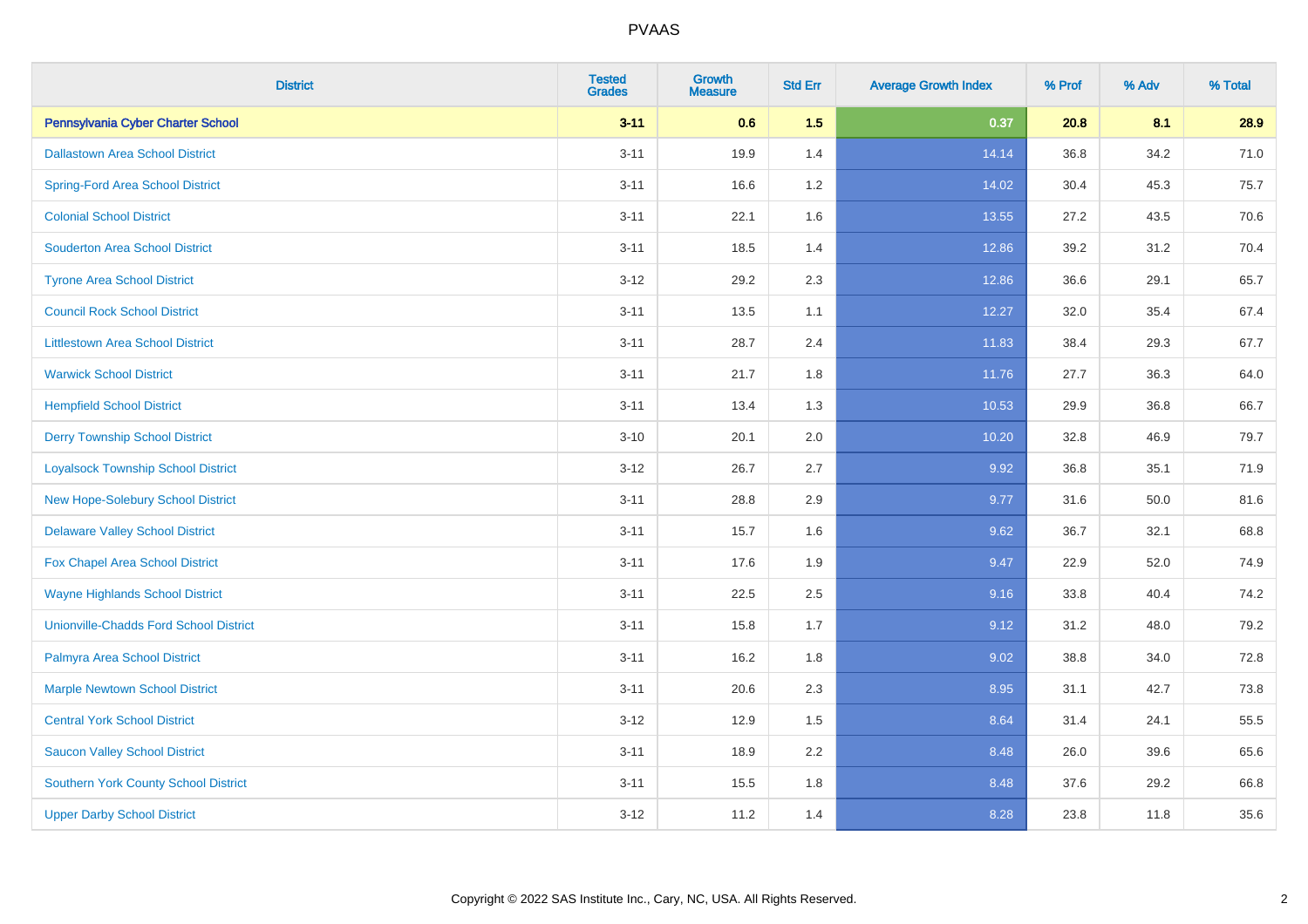# PVAAS

| District | Tested Grades | Growth Measure | Std Err | Average Growth Index | % Prof | % Adv | % Total |
|---|---|---|---|---|---|---|---|
| **Pennsylvania Cyber Charter School** | **3-11** | **0.6** | **1.5** | **0.37** | **20.8** | **8.1** | **28.9** |
| Dallastown Area School District | 3-11 | 19.9 | 1.4 | 14.14 | 36.8 | 34.2 | 71.0 |
| Spring-Ford Area School District | 3-11 | 16.6 | 1.2 | 14.02 | 30.4 | 45.3 | 75.7 |
| Colonial School District | 3-11 | 22.1 | 1.6 | 13.55 | 27.2 | 43.5 | 70.6 |
| Souderton Area School District | 3-11 | 18.5 | 1.4 | 12.86 | 39.2 | 31.2 | 70.4 |
| Tyrone Area School District | 3-12 | 29.2 | 2.3 | 12.86 | 36.6 | 29.1 | 65.7 |
| Council Rock School District | 3-11 | 13.5 | 1.1 | 12.27 | 32.0 | 35.4 | 67.4 |
| Littlestown Area School District | 3-11 | 28.7 | 2.4 | 11.83 | 38.4 | 29.3 | 67.7 |
| Warwick School District | 3-11 | 21.7 | 1.8 | 11.76 | 27.7 | 36.3 | 64.0 |
| Hempfield School District | 3-11 | 13.4 | 1.3 | 10.53 | 29.9 | 36.8 | 66.7 |
| Derry Township School District | 3-10 | 20.1 | 2.0 | 10.20 | 32.8 | 46.9 | 79.7 |
| Loyalsock Township School District | 3-12 | 26.7 | 2.7 | 9.92 | 36.8 | 35.1 | 71.9 |
| New Hope-Solebury School District | 3-11 | 28.8 | 2.9 | 9.77 | 31.6 | 50.0 | 81.6 |
| Delaware Valley School District | 3-11 | 15.7 | 1.6 | 9.62 | 36.7 | 32.1 | 68.8 |
| Fox Chapel Area School District | 3-11 | 17.6 | 1.9 | 9.47 | 22.9 | 52.0 | 74.9 |
| Wayne Highlands School District | 3-11 | 22.5 | 2.5 | 9.16 | 33.8 | 40.4 | 74.2 |
| Unionville-Chadds Ford School District | 3-11 | 15.8 | 1.7 | 9.12 | 31.2 | 48.0 | 79.2 |
| Palmyra Area School District | 3-11 | 16.2 | 1.8 | 9.02 | 38.8 | 34.0 | 72.8 |
| Marple Newtown School District | 3-11 | 20.6 | 2.3 | 8.95 | 31.1 | 42.7 | 73.8 |
| Central York School District | 3-12 | 12.9 | 1.5 | 8.64 | 31.4 | 24.1 | 55.5 |
| Saucon Valley School District | 3-11 | 18.9 | 2.2 | 8.48 | 26.0 | 39.6 | 65.6 |
| Southern York County School District | 3-11 | 15.5 | 1.8 | 8.48 | 37.6 | 29.2 | 66.8 |
| Upper Darby School District | 3-12 | 11.2 | 1.4 | 8.28 | 23.8 | 11.8 | 35.6 |

Copyright © 2022 SAS Institute Inc., Cary, NC, USA. All Rights Reserved.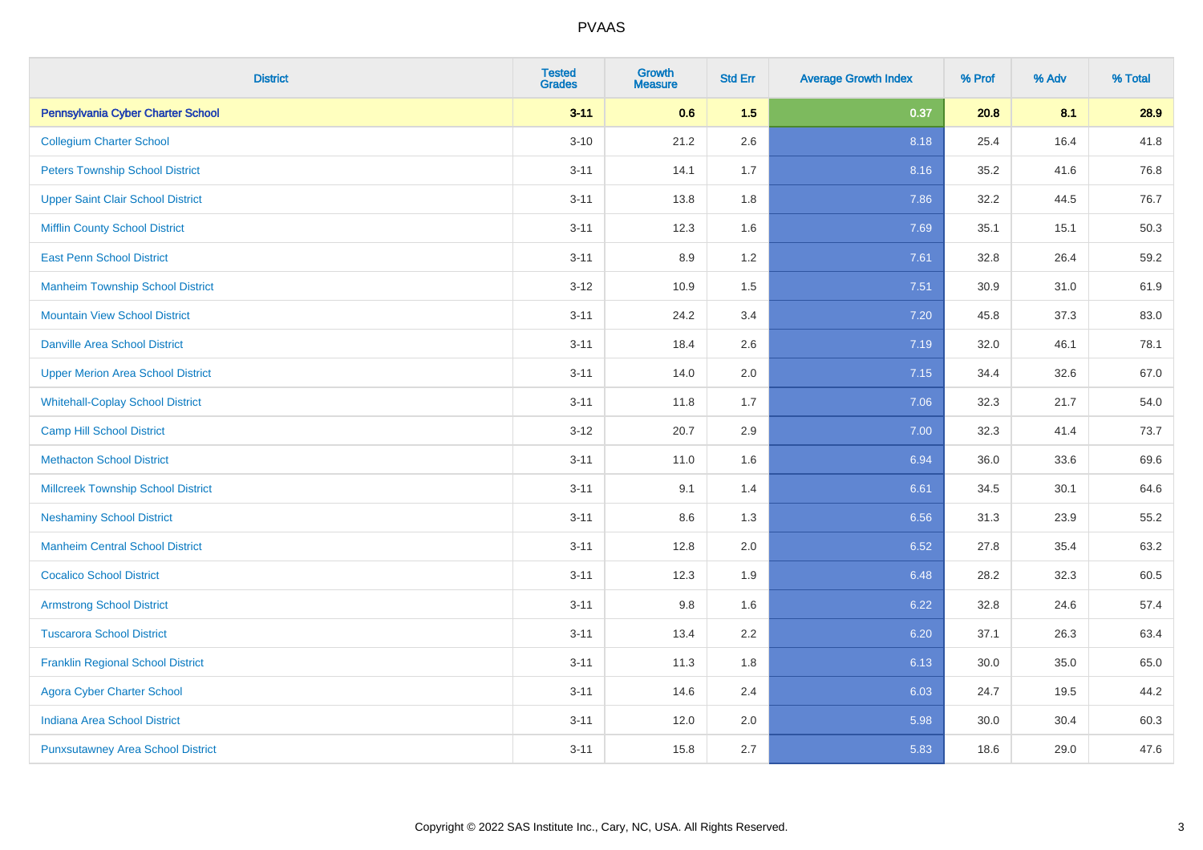# PVAAS

| District | Tested Grades | Growth Measure | Std Err | Average Growth Index | % Prof | % Adv | % Total |
|---|---|---|---|---|---|---|---|
| **Pennsylvania Cyber Charter School** | **3-11** | **0.6** | **1.5** | **0.37** | **20.8** | **8.1** | **28.9** |
| Collegium Charter School | 3-10 | 21.2 | 2.6 | 8.18 | 25.4 | 16.4 | 41.8 |
| Peters Township School District | 3-11 | 14.1 | 1.7 | 8.16 | 35.2 | 41.6 | 76.8 |
| Upper Saint Clair School District | 3-11 | 13.8 | 1.8 | 7.86 | 32.2 | 44.5 | 76.7 |
| Mifflin County School District | 3-11 | 12.3 | 1.6 | 7.69 | 35.1 | 15.1 | 50.3 |
| East Penn School District | 3-11 | 8.9 | 1.2 | 7.61 | 32.8 | 26.4 | 59.2 |
| Manheim Township School District | 3-12 | 10.9 | 1.5 | 7.51 | 30.9 | 31.0 | 61.9 |
| Mountain View School District | 3-11 | 24.2 | 3.4 | 7.20 | 45.8 | 37.3 | 83.0 |
| Danville Area School District | 3-11 | 18.4 | 2.6 | 7.19 | 32.0 | 46.1 | 78.1 |
| Upper Merion Area School District | 3-11 | 14.0 | 2.0 | 7.15 | 34.4 | 32.6 | 67.0 |
| Whitehall-Coplay School District | 3-11 | 11.8 | 1.7 | 7.06 | 32.3 | 21.7 | 54.0 |
| Camp Hill School District | 3-12 | 20.7 | 2.9 | 7.00 | 32.3 | 41.4 | 73.7 |
| Methacton School District | 3-11 | 11.0 | 1.6 | 6.94 | 36.0 | 33.6 | 69.6 |
| Millcreek Township School District | 3-11 | 9.1 | 1.4 | 6.61 | 34.5 | 30.1 | 64.6 |
| Neshaminy School District | 3-11 | 8.6 | 1.3 | 6.56 | 31.3 | 23.9 | 55.2 |
| Manheim Central School District | 3-11 | 12.8 | 2.0 | 6.52 | 27.8 | 35.4 | 63.2 |
| Cocalico School District | 3-11 | 12.3 | 1.9 | 6.48 | 28.2 | 32.3 | 60.5 |
| Armstrong School District | 3-11 | 9.8 | 1.6 | 6.22 | 32.8 | 24.6 | 57.4 |
| Tuscarora School District | 3-11 | 13.4 | 2.2 | 6.20 | 37.1 | 26.3 | 63.4 |
| Franklin Regional School District | 3-11 | 11.3 | 1.8 | 6.13 | 30.0 | 35.0 | 65.0 |
| Agora Cyber Charter School | 3-11 | 14.6 | 2.4 | 6.03 | 24.7 | 19.5 | 44.2 |
| Indiana Area School District | 3-11 | 12.0 | 2.0 | 5.98 | 30.0 | 30.4 | 60.3 |
| Punxsutawney Area School District | 3-11 | 15.8 | 2.7 | 5.83 | 18.6 | 29.0 | 47.6 |

Copyright © 2022 SAS Institute Inc., Cary, NC, USA. All Rights Reserved.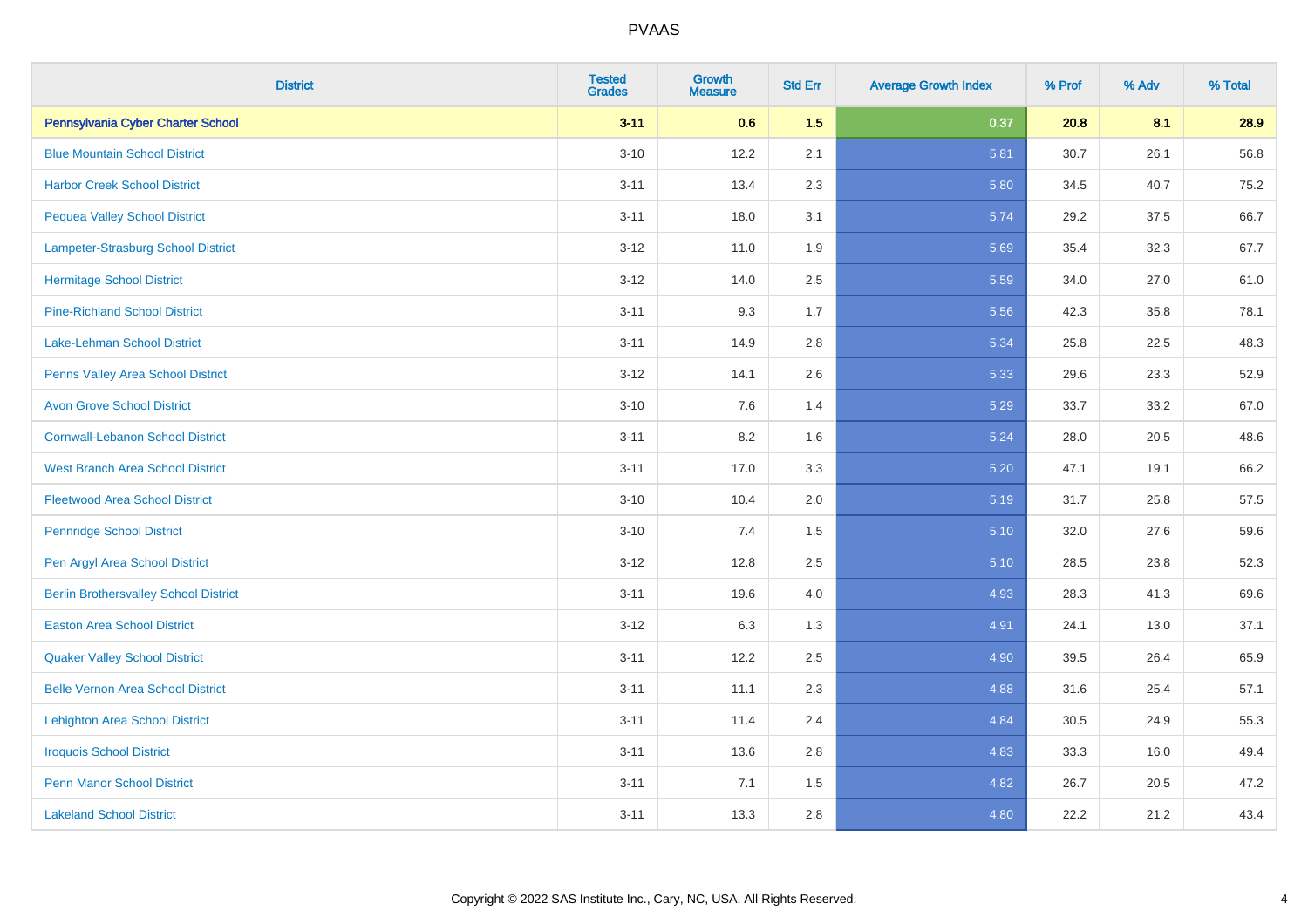| District | Tested Grades | Growth Measure | Std Err | Average Growth Index | % Prof | % Adv | % Total |
|---|---|---|---|---|---|---|---|
| **Pennsylvania Cyber Charter School** | **3-11** | **0.6** | **1.5** | **0.37** | **20.8** | **8.1** | **28.9** |
| Blue Mountain School District | 3-10 | 12.2 | 2.1 | 5.81 | 30.7 | 26.1 | 56.8 |
| Harbor Creek School District | 3-11 | 13.4 | 2.3 | 5.80 | 34.5 | 40.7 | 75.2 |
| Pequea Valley School District | 3-11 | 18.0 | 3.1 | 5.74 | 29.2 | 37.5 | 66.7 |
| Lampeter-Strasburg School District | 3-12 | 11.0 | 1.9 | 5.69 | 35.4 | 32.3 | 67.7 |
| Hermitage School District | 3-12 | 14.0 | 2.5 | 5.59 | 34.0 | 27.0 | 61.0 |
| Pine-Richland School District | 3-11 | 9.3 | 1.7 | 5.56 | 42.3 | 35.8 | 78.1 |
| Lake-Lehman School District | 3-11 | 14.9 | 2.8 | 5.34 | 25.8 | 22.5 | 48.3 |
| Penns Valley Area School District | 3-12 | 14.1 | 2.6 | 5.33 | 29.6 | 23.3 | 52.9 |
| Avon Grove School District | 3-10 | 7.6 | 1.4 | 5.29 | 33.7 | 33.2 | 67.0 |
| Cornwall-Lebanon School District | 3-11 | 8.2 | 1.6 | 5.24 | 28.0 | 20.5 | 48.6 |
| West Branch Area School District | 3-11 | 17.0 | 3.3 | 5.20 | 47.1 | 19.1 | 66.2 |
| Fleetwood Area School District | 3-10 | 10.4 | 2.0 | 5.19 | 31.7 | 25.8 | 57.5 |
| Pennridge School District | 3-10 | 7.4 | 1.5 | 5.10 | 32.0 | 27.6 | 59.6 |
| Pen Argyl Area School District | 3-12 | 12.8 | 2.5 | 5.10 | 28.5 | 23.8 | 52.3 |
| Berlin Brothersvalley School District | 3-11 | 19.6 | 4.0 | 4.93 | 28.3 | 41.3 | 69.6 |
| Easton Area School District | 3-12 | 6.3 | 1.3 | 4.91 | 24.1 | 13.0 | 37.1 |
| Quaker Valley School District | 3-11 | 12.2 | 2.5 | 4.90 | 39.5 | 26.4 | 65.9 |
| Belle Vernon Area School District | 3-11 | 11.1 | 2.3 | 4.88 | 31.6 | 25.4 | 57.1 |
| Lehighton Area School District | 3-11 | 11.4 | 2.4 | 4.84 | 30.5 | 24.9 | 55.3 |
| Iroquois School District | 3-11 | 13.6 | 2.8 | 4.83 | 33.3 | 16.0 | 49.4 |
| Penn Manor School District | 3-11 | 7.1 | 1.5 | 4.82 | 26.7 | 20.5 | 47.2 |
| Lakeland School District | 3-11 | 13.3 | 2.8 | 4.80 | 22.2 | 21.2 | 43.4 |

Copyright © 2022 SAS Institute Inc., Cary, NC, USA. All Rights Reserved.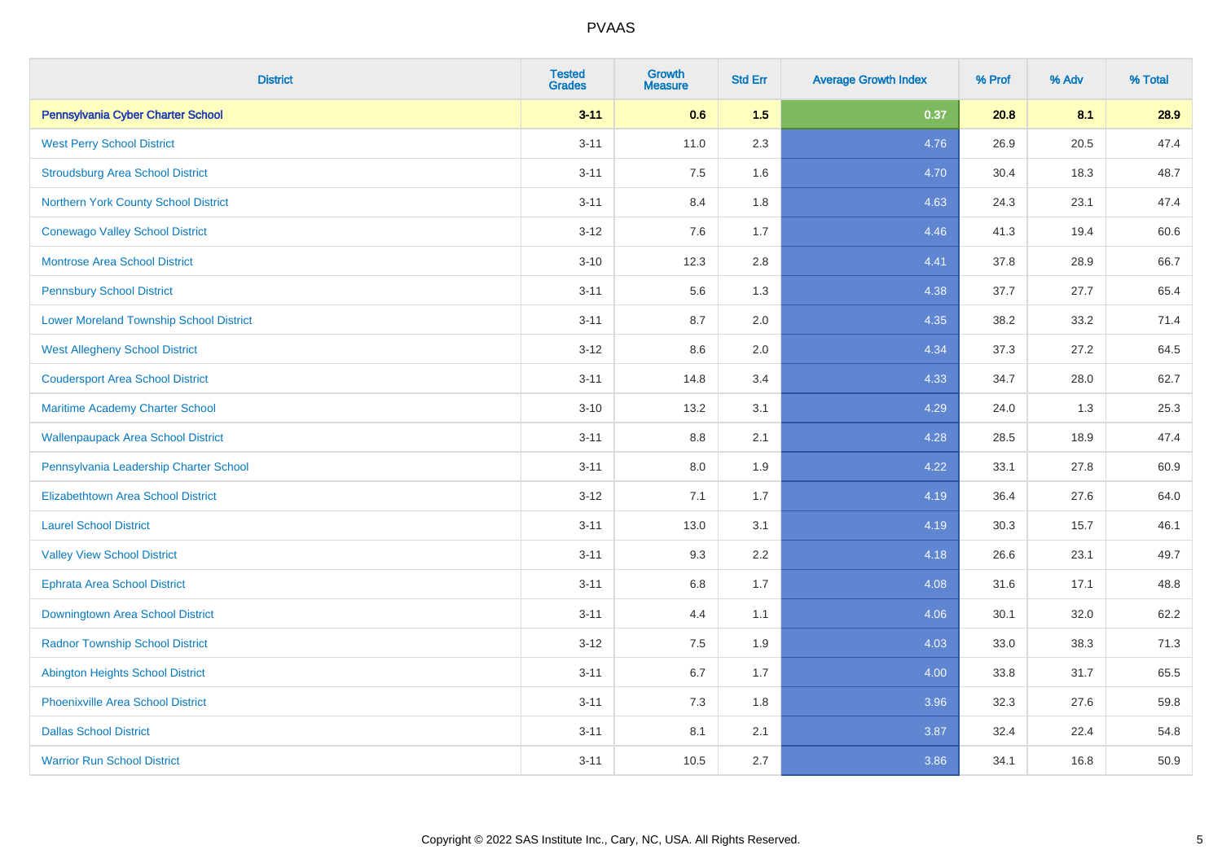# PVAAS

| District | Tested Grades | Growth Measure | Std Err | Average Growth Index | % Prof | % Adv | % Total |
|---|---|---|---|---|---|---|---|
| **Pennsylvania Cyber Charter School** | **3-11** | **0.6** | **1.5** | **0.37** | **20.8** | **8.1** | **28.9** |
| West Perry School District | 3-11 | 11.0 | 2.3 | 4.76 | 26.9 | 20.5 | 47.4 |
| Stroudsburg Area School District | 3-11 | 7.5 | 1.6 | 4.70 | 30.4 | 18.3 | 48.7 |
| Northern York County School District | 3-11 | 8.4 | 1.8 | 4.63 | 24.3 | 23.1 | 47.4 |
| Conewago Valley School District | 3-12 | 7.6 | 1.7 | 4.46 | 41.3 | 19.4 | 60.6 |
| Montrose Area School District | 3-10 | 12.3 | 2.8 | 4.41 | 37.8 | 28.9 | 66.7 |
| Pennsbury School District | 3-11 | 5.6 | 1.3 | 4.38 | 37.7 | 27.7 | 65.4 |
| Lower Moreland Township School District | 3-11 | 8.7 | 2.0 | 4.35 | 38.2 | 33.2 | 71.4 |
| West Allegheny School District | 3-12 | 8.6 | 2.0 | 4.34 | 37.3 | 27.2 | 64.5 |
| Coudersport Area School District | 3-11 | 14.8 | 3.4 | 4.33 | 34.7 | 28.0 | 62.7 |
| Maritime Academy Charter School | 3-10 | 13.2 | 3.1 | 4.29 | 24.0 | 1.3 | 25.3 |
| Wallenpaupack Area School District | 3-11 | 8.8 | 2.1 | 4.28 | 28.5 | 18.9 | 47.4 |
| Pennsylvania Leadership Charter School | 3-11 | 8.0 | 1.9 | 4.22 | 33.1 | 27.8 | 60.9 |
| Elizabethtown Area School District | 3-12 | 7.1 | 1.7 | 4.19 | 36.4 | 27.6 | 64.0 |
| Laurel School District | 3-11 | 13.0 | 3.1 | 4.19 | 30.3 | 15.7 | 46.1 |
| Valley View School District | 3-11 | 9.3 | 2.2 | 4.18 | 26.6 | 23.1 | 49.7 |
| Ephrata Area School District | 3-11 | 6.8 | 1.7 | 4.08 | 31.6 | 17.1 | 48.8 |
| Downingtown Area School District | 3-11 | 4.4 | 1.1 | 4.06 | 30.1 | 32.0 | 62.2 |
| Radnor Township School District | 3-12 | 7.5 | 1.9 | 4.03 | 33.0 | 38.3 | 71.3 |
| Abington Heights School District | 3-11 | 6.7 | 1.7 | 4.00 | 33.8 | 31.7 | 65.5 |
| Phoenixville Area School District | 3-11 | 7.3 | 1.8 | 3.96 | 32.3 | 27.6 | 59.8 |
| Dallas School District | 3-11 | 8.1 | 2.1 | 3.87 | 32.4 | 22.4 | 54.8 |
| Warrior Run School District | 3-11 | 10.5 | 2.7 | 3.86 | 34.1 | 16.8 | 50.9 |

Copyright © 2022 SAS Institute Inc., Cary, NC, USA. All Rights Reserved.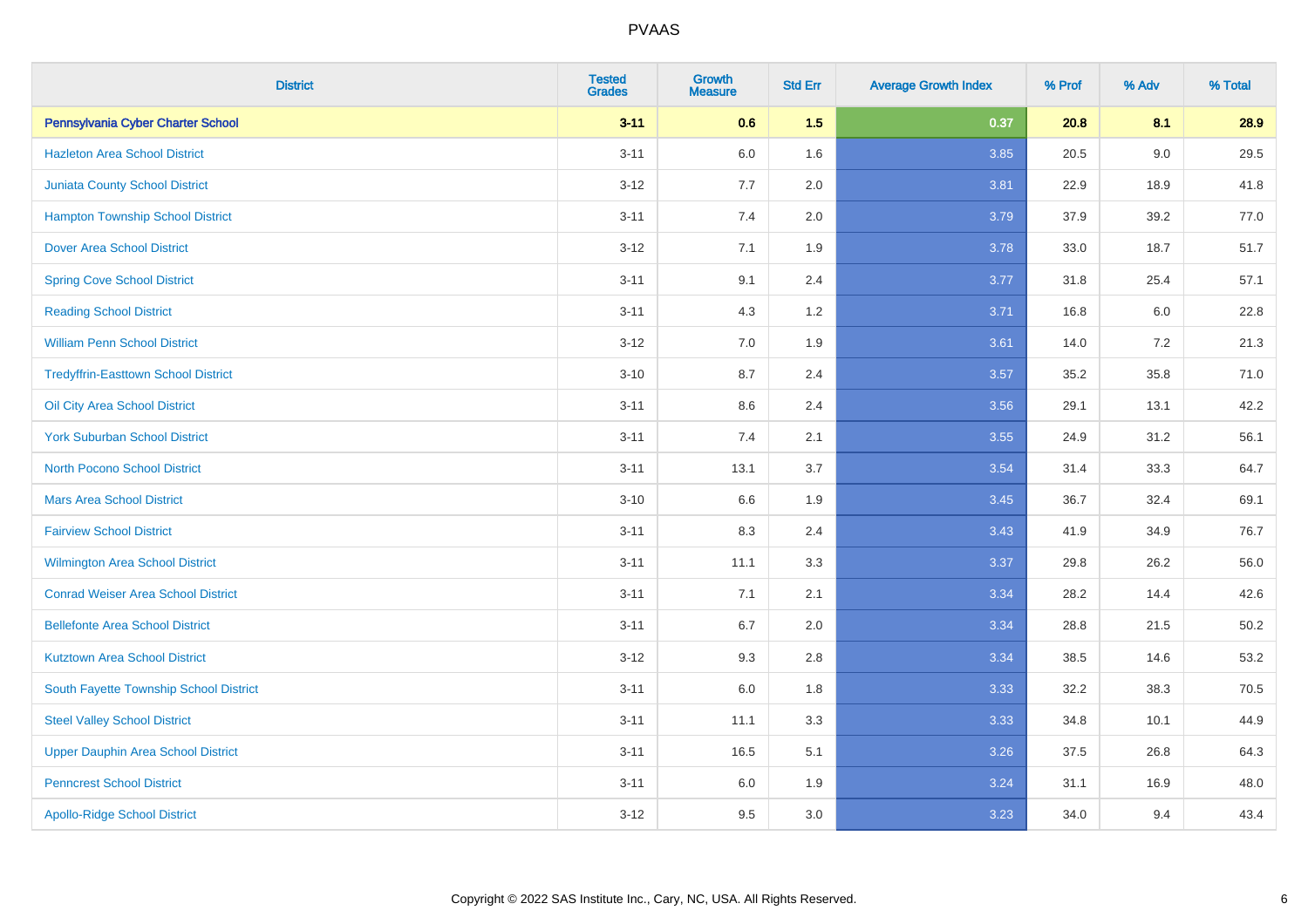# PVAAS

| District | Tested Grades | Growth Measure | Std Err | Average Growth Index | % Prof | % Adv | % Total |
|---|---|---|---|---|---|---|---|
| **Pennsylvania Cyber Charter School** | **3-11** | **0.6** | **1.5** | **0.37** | **20.8** | **8.1** | **28.9** |
| Hazleton Area School District | 3-11 | 6.0 | 1.6 | 3.85 | 20.5 | 9.0 | 29.5 |
| Juniata County School District | 3-12 | 7.7 | 2.0 | 3.81 | 22.9 | 18.9 | 41.8 |
| Hampton Township School District | 3-11 | 7.4 | 2.0 | 3.79 | 37.9 | 39.2 | 77.0 |
| Dover Area School District | 3-12 | 7.1 | 1.9 | 3.78 | 33.0 | 18.7 | 51.7 |
| Spring Cove School District | 3-11 | 9.1 | 2.4 | 3.77 | 31.8 | 25.4 | 57.1 |
| Reading School District | 3-11 | 4.3 | 1.2 | 3.71 | 16.8 | 6.0 | 22.8 |
| William Penn School District | 3-12 | 7.0 | 1.9 | 3.61 | 14.0 | 7.2 | 21.3 |
| Tredyffrin-Easttown School District | 3-10 | 8.7 | 2.4 | 3.57 | 35.2 | 35.8 | 71.0 |
| Oil City Area School District | 3-11 | 8.6 | 2.4 | 3.56 | 29.1 | 13.1 | 42.2 |
| York Suburban School District | 3-11 | 7.4 | 2.1 | 3.55 | 24.9 | 31.2 | 56.1 |
| North Pocono School District | 3-11 | 13.1 | 3.7 | 3.54 | 31.4 | 33.3 | 64.7 |
| Mars Area School District | 3-10 | 6.6 | 1.9 | 3.45 | 36.7 | 32.4 | 69.1 |
| Fairview School District | 3-11 | 8.3 | 2.4 | 3.43 | 41.9 | 34.9 | 76.7 |
| Wilmington Area School District | 3-11 | 11.1 | 3.3 | 3.37 | 29.8 | 26.2 | 56.0 |
| Conrad Weiser Area School District | 3-11 | 7.1 | 2.1 | 3.34 | 28.2 | 14.4 | 42.6 |
| Bellefonte Area School District | 3-11 | 6.7 | 2.0 | 3.34 | 28.8 | 21.5 | 50.2 |
| Kutztown Area School District | 3-12 | 9.3 | 2.8 | 3.34 | 38.5 | 14.6 | 53.2 |
| South Fayette Township School District | 3-11 | 6.0 | 1.8 | 3.33 | 32.2 | 38.3 | 70.5 |
| Steel Valley School District | 3-11 | 11.1 | 3.3 | 3.33 | 34.8 | 10.1 | 44.9 |
| Upper Dauphin Area School District | 3-11 | 16.5 | 5.1 | 3.26 | 37.5 | 26.8 | 64.3 |
| Penncrest School District | 3-11 | 6.0 | 1.9 | 3.24 | 31.1 | 16.9 | 48.0 |
| Apollo-Ridge School District | 3-12 | 9.5 | 3.0 | 3.23 | 34.0 | 9.4 | 43.4 |

Copyright © 2022 SAS Institute Inc., Cary, NC, USA. All Rights Reserved.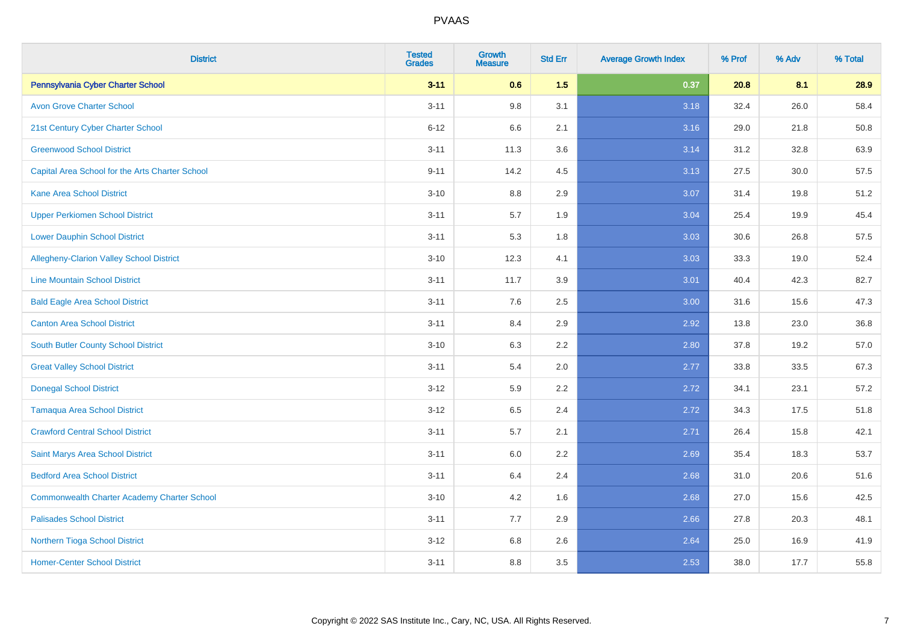# PVAAS

| District | Tested Grades | Growth Measure | Std Err | Average Growth Index | % Prof | % Adv | % Total |
|---|---|---|---|---|---|---|---|
| **Pennsylvania Cyber Charter School** | **3-11** | **0.6** | **1.5** | **0.37** | **20.8** | **8.1** | **28.9** |
| Avon Grove Charter School | 3-11 | 9.8 | 3.1 | 3.18 | 32.4 | 26.0 | 58.4 |
| 21st Century Cyber Charter School | 6-12 | 6.6 | 2.1 | 3.16 | 29.0 | 21.8 | 50.8 |
| Greenwood School District | 3-11 | 11.3 | 3.6 | 3.14 | 31.2 | 32.8 | 63.9 |
| Capital Area School for the Arts Charter School | 9-11 | 14.2 | 4.5 | 3.13 | 27.5 | 30.0 | 57.5 |
| Kane Area School District | 3-10 | 8.8 | 2.9 | 3.07 | 31.4 | 19.8 | 51.2 |
| Upper Perkiomen School District | 3-11 | 5.7 | 1.9 | 3.04 | 25.4 | 19.9 | 45.4 |
| Lower Dauphin School District | 3-11 | 5.3 | 1.8 | 3.03 | 30.6 | 26.8 | 57.5 |
| Allegheny-Clarion Valley School District | 3-10 | 12.3 | 4.1 | 3.03 | 33.3 | 19.0 | 52.4 |
| Line Mountain School District | 3-11 | 11.7 | 3.9 | 3.01 | 40.4 | 42.3 | 82.7 |
| Bald Eagle Area School District | 3-11 | 7.6 | 2.5 | 3.00 | 31.6 | 15.6 | 47.3 |
| Canton Area School District | 3-11 | 8.4 | 2.9 | 2.92 | 13.8 | 23.0 | 36.8 |
| South Butler County School District | 3-10 | 6.3 | 2.2 | 2.80 | 37.8 | 19.2 | 57.0 |
| Great Valley School District | 3-11 | 5.4 | 2.0 | 2.77 | 33.8 | 33.5 | 67.3 |
| Donegal School District | 3-12 | 5.9 | 2.2 | 2.72 | 34.1 | 23.1 | 57.2 |
| Tamaqua Area School District | 3-12 | 6.5 | 2.4 | 2.72 | 34.3 | 17.5 | 51.8 |
| Crawford Central School District | 3-11 | 5.7 | 2.1 | 2.71 | 26.4 | 15.8 | 42.1 |
| Saint Marys Area School District | 3-11 | 6.0 | 2.2 | 2.69 | 35.4 | 18.3 | 53.7 |
| Bedford Area School District | 3-11 | 6.4 | 2.4 | 2.68 | 31.0 | 20.6 | 51.6 |
| Commonwealth Charter Academy Charter School | 3-10 | 4.2 | 1.6 | 2.68 | 27.0 | 15.6 | 42.5 |
| Palisades School District | 3-11 | 7.7 | 2.9 | 2.66 | 27.8 | 20.3 | 48.1 |
| Northern Tioga School District | 3-12 | 6.8 | 2.6 | 2.64 | 25.0 | 16.9 | 41.9 |
| Homer-Center School District | 3-11 | 8.8 | 3.5 | 2.53 | 38.0 | 17.7 | 55.8 |

Copyright © 2022 SAS Institute Inc., Cary, NC, USA. All Rights Reserved.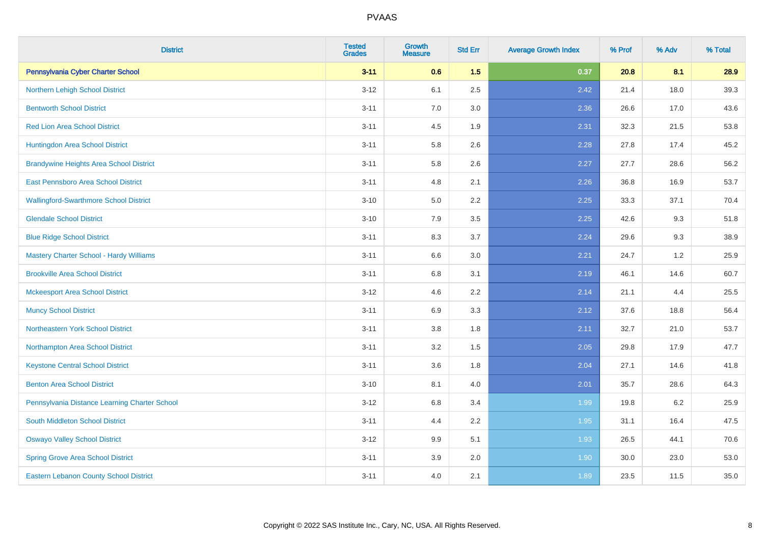| District | Tested Grades | Growth Measure | Std Err | Average Growth Index | % Prof | % Adv | % Total |
|---|---|---|---|---|---|---|---|
| **Pennsylvania Cyber Charter School** | **3-11** | **0.6** | **1.5** | **0.37** | **20.8** | **8.1** | **28.9** |
| Northern Lehigh School District | 3-12 | 6.1 | 2.5 | 2.42 | 21.4 | 18.0 | 39.3 |
| Bentworth School District | 3-11 | 7.0 | 3.0 | 2.36 | 26.6 | 17.0 | 43.6 |
| Red Lion Area School District | 3-11 | 4.5 | 1.9 | 2.31 | 32.3 | 21.5 | 53.8 |
| Huntingdon Area School District | 3-11 | 5.8 | 2.6 | 2.28 | 27.8 | 17.4 | 45.2 |
| Brandywine Heights Area School District | 3-11 | 5.8 | 2.6 | 2.27 | 27.7 | 28.6 | 56.2 |
| East Pennsboro Area School District | 3-11 | 4.8 | 2.1 | 2.26 | 36.8 | 16.9 | 53.7 |
| Wallingford-Swarthmore School District | 3-10 | 5.0 | 2.2 | 2.25 | 33.3 | 37.1 | 70.4 |
| Glendale School District | 3-10 | 7.9 | 3.5 | 2.25 | 42.6 | 9.3 | 51.8 |
| Blue Ridge School District | 3-11 | 8.3 | 3.7 | 2.24 | 29.6 | 9.3 | 38.9 |
| Mastery Charter School - Hardy Williams | 3-11 | 6.6 | 3.0 | 2.21 | 24.7 | 1.2 | 25.9 |
| Brookville Area School District | 3-11 | 6.8 | 3.1 | 2.19 | 46.1 | 14.6 | 60.7 |
| Mckeesport Area School District | 3-12 | 4.6 | 2.2 | 2.14 | 21.1 | 4.4 | 25.5 |
| Muncy School District | 3-11 | 6.9 | 3.3 | 2.12 | 37.6 | 18.8 | 56.4 |
| Northeastern York School District | 3-11 | 3.8 | 1.8 | 2.11 | 32.7 | 21.0 | 53.7 |
| Northampton Area School District | 3-11 | 3.2 | 1.5 | 2.05 | 29.8 | 17.9 | 47.7 |
| Keystone Central School District | 3-11 | 3.6 | 1.8 | 2.04 | 27.1 | 14.6 | 41.8 |
| Benton Area School District | 3-10 | 8.1 | 4.0 | 2.01 | 35.7 | 28.6 | 64.3 |
| Pennsylvania Distance Learning Charter School | 3-12 | 6.8 | 3.4 | 1.99 | 19.8 | 6.2 | 25.9 |
| South Middleton School District | 3-11 | 4.4 | 2.2 | 1.95 | 31.1 | 16.4 | 47.5 |
| Oswayo Valley School District | 3-12 | 9.9 | 5.1 | 1.93 | 26.5 | 44.1 | 70.6 |
| Spring Grove Area School District | 3-11 | 3.9 | 2.0 | 1.90 | 30.0 | 23.0 | 53.0 |
| Eastern Lebanon County School District | 3-11 | 4.0 | 2.1 | 1.89 | 23.5 | 11.5 | 35.0 |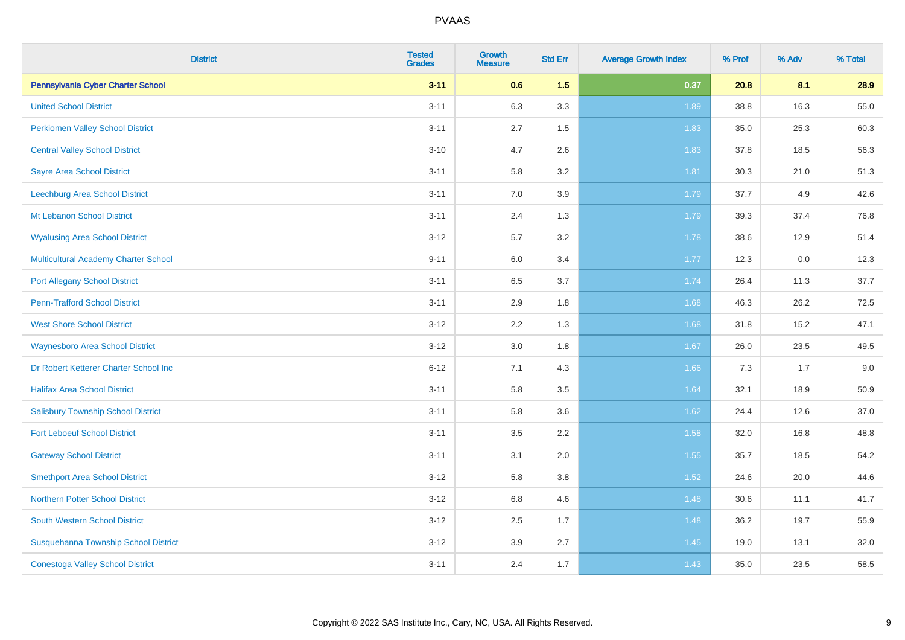# PVAAS

| District | Tested Grades | Growth Measure | Std Err | Average Growth Index | % Prof | % Adv | % Total |
|---|---|---|---|---|---|---|---|
| **Pennsylvania Cyber Charter School** | **3-11** | **0.6** | **1.5** | **0.37** | **20.8** | **8.1** | **28.9** |
| United School District | 3-11 | 6.3 | 3.3 | 1.89 | 38.8 | 16.3 | 55.0 |
| Perkiomen Valley School District | 3-11 | 2.7 | 1.5 | 1.83 | 35.0 | 25.3 | 60.3 |
| Central Valley School District | 3-10 | 4.7 | 2.6 | 1.83 | 37.8 | 18.5 | 56.3 |
| Sayre Area School District | 3-11 | 5.8 | 3.2 | 1.81 | 30.3 | 21.0 | 51.3 |
| Leechburg Area School District | 3-11 | 7.0 | 3.9 | 1.79 | 37.7 | 4.9 | 42.6 |
| Mt Lebanon School District | 3-11 | 2.4 | 1.3 | 1.79 | 39.3 | 37.4 | 76.8 |
| Wyalusing Area School District | 3-12 | 5.7 | 3.2 | 1.78 | 38.6 | 12.9 | 51.4 |
| Multicultural Academy Charter School | 9-11 | 6.0 | 3.4 | 1.77 | 12.3 | 0.0 | 12.3 |
| Port Allegany School District | 3-11 | 6.5 | 3.7 | 1.74 | 26.4 | 11.3 | 37.7 |
| Penn-Trafford School District | 3-11 | 2.9 | 1.8 | 1.68 | 46.3 | 26.2 | 72.5 |
| West Shore School District | 3-12 | 2.2 | 1.3 | 1.68 | 31.8 | 15.2 | 47.1 |
| Waynesboro Area School District | 3-12 | 3.0 | 1.8 | 1.67 | 26.0 | 23.5 | 49.5 |
| Dr Robert Ketterer Charter School Inc | 6-12 | 7.1 | 4.3 | 1.66 | 7.3 | 1.7 | 9.0 |
| Halifax Area School District | 3-11 | 5.8 | 3.5 | 1.64 | 32.1 | 18.9 | 50.9 |
| Salisbury Township School District | 3-11 | 5.8 | 3.6 | 1.62 | 24.4 | 12.6 | 37.0 |
| Fort Leboeuf School District | 3-11 | 3.5 | 2.2 | 1.58 | 32.0 | 16.8 | 48.8 |
| Gateway School District | 3-11 | 3.1 | 2.0 | 1.55 | 35.7 | 18.5 | 54.2 |
| Smethport Area School District | 3-12 | 5.8 | 3.8 | 1.52 | 24.6 | 20.0 | 44.6 |
| Northern Potter School District | 3-12 | 6.8 | 4.6 | 1.48 | 30.6 | 11.1 | 41.7 |
| South Western School District | 3-12 | 2.5 | 1.7 | 1.48 | 36.2 | 19.7 | 55.9 |
| Susquehanna Township School District | 3-12 | 3.9 | 2.7 | 1.45 | 19.0 | 13.1 | 32.0 |
| Conestoga Valley School District | 3-11 | 2.4 | 1.7 | 1.43 | 35.0 | 23.5 | 58.5 |

Copyright © 2022 SAS Institute Inc., Cary, NC, USA. All Rights Reserved.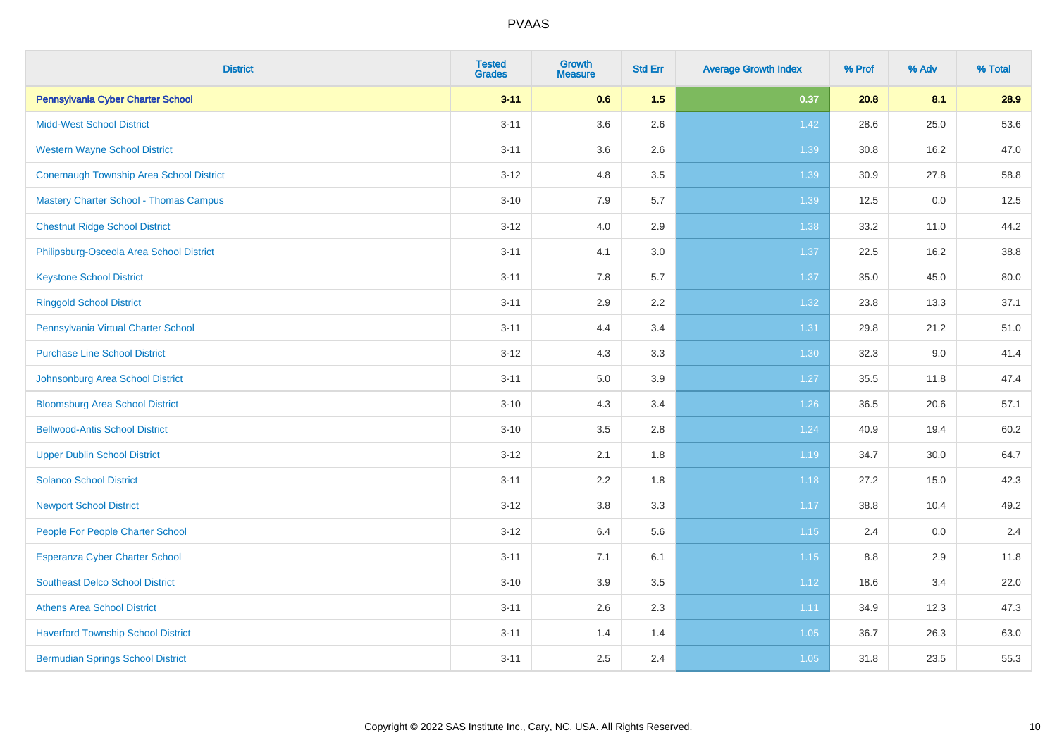# PVAAS

| District | Tested Grades | Growth Measure | Std Err | Average Growth Index | % Prof | % Adv | % Total |
|---|---|---|---|---|---|---|---|
| **Pennsylvania Cyber Charter School** | **3-11** | **0.6** | **1.5** | **0.37** | **20.8** | **8.1** | **28.9** |
| Midd-West School District | 3-11 | 3.6 | 2.6 | 1.42 | 28.6 | 25.0 | 53.6 |
| Western Wayne School District | 3-11 | 3.6 | 2.6 | 1.39 | 30.8 | 16.2 | 47.0 |
| Conemaugh Township Area School District | 3-12 | 4.8 | 3.5 | 1.39 | 30.9 | 27.8 | 58.8 |
| Mastery Charter School - Thomas Campus | 3-10 | 7.9 | 5.7 | 1.39 | 12.5 | 0.0 | 12.5 |
| Chestnut Ridge School District | 3-12 | 4.0 | 2.9 | 1.38 | 33.2 | 11.0 | 44.2 |
| Philipsburg-Osceola Area School District | 3-11 | 4.1 | 3.0 | 1.37 | 22.5 | 16.2 | 38.8 |
| Keystone School District | 3-11 | 7.8 | 5.7 | 1.37 | 35.0 | 45.0 | 80.0 |
| Ringgold School District | 3-11 | 2.9 | 2.2 | 1.32 | 23.8 | 13.3 | 37.1 |
| Pennsylvania Virtual Charter School | 3-11 | 4.4 | 3.4 | 1.31 | 29.8 | 21.2 | 51.0 |
| Purchase Line School District | 3-12 | 4.3 | 3.3 | 1.30 | 32.3 | 9.0 | 41.4 |
| Johnsonburg Area School District | 3-11 | 5.0 | 3.9 | 1.27 | 35.5 | 11.8 | 47.4 |
| Bloomsburg Area School District | 3-10 | 4.3 | 3.4 | 1.26 | 36.5 | 20.6 | 57.1 |
| Bellwood-Antis School District | 3-10 | 3.5 | 2.8 | 1.24 | 40.9 | 19.4 | 60.2 |
| Upper Dublin School District | 3-12 | 2.1 | 1.8 | 1.19 | 34.7 | 30.0 | 64.7 |
| Solanco School District | 3-11 | 2.2 | 1.8 | 1.18 | 27.2 | 15.0 | 42.3 |
| Newport School District | 3-12 | 3.8 | 3.3 | 1.17 | 38.8 | 10.4 | 49.2 |
| People For People Charter School | 3-12 | 6.4 | 5.6 | 1.15 | 2.4 | 0.0 | 2.4 |
| Esperanza Cyber Charter School | 3-11 | 7.1 | 6.1 | 1.15 | 8.8 | 2.9 | 11.8 |
| Southeast Delco School District | 3-10 | 3.9 | 3.5 | 1.12 | 18.6 | 3.4 | 22.0 |
| Athens Area School District | 3-11 | 2.6 | 2.3 | 1.11 | 34.9 | 12.3 | 47.3 |
| Haverford Township School District | 3-11 | 1.4 | 1.4 | 1.05 | 36.7 | 26.3 | 63.0 |
| Bermudian Springs School District | 3-11 | 2.5 | 2.4 | 1.05 | 31.8 | 23.5 | 55.3 |

Copyright © 2022 SAS Institute Inc., Cary, NC, USA. All Rights Reserved.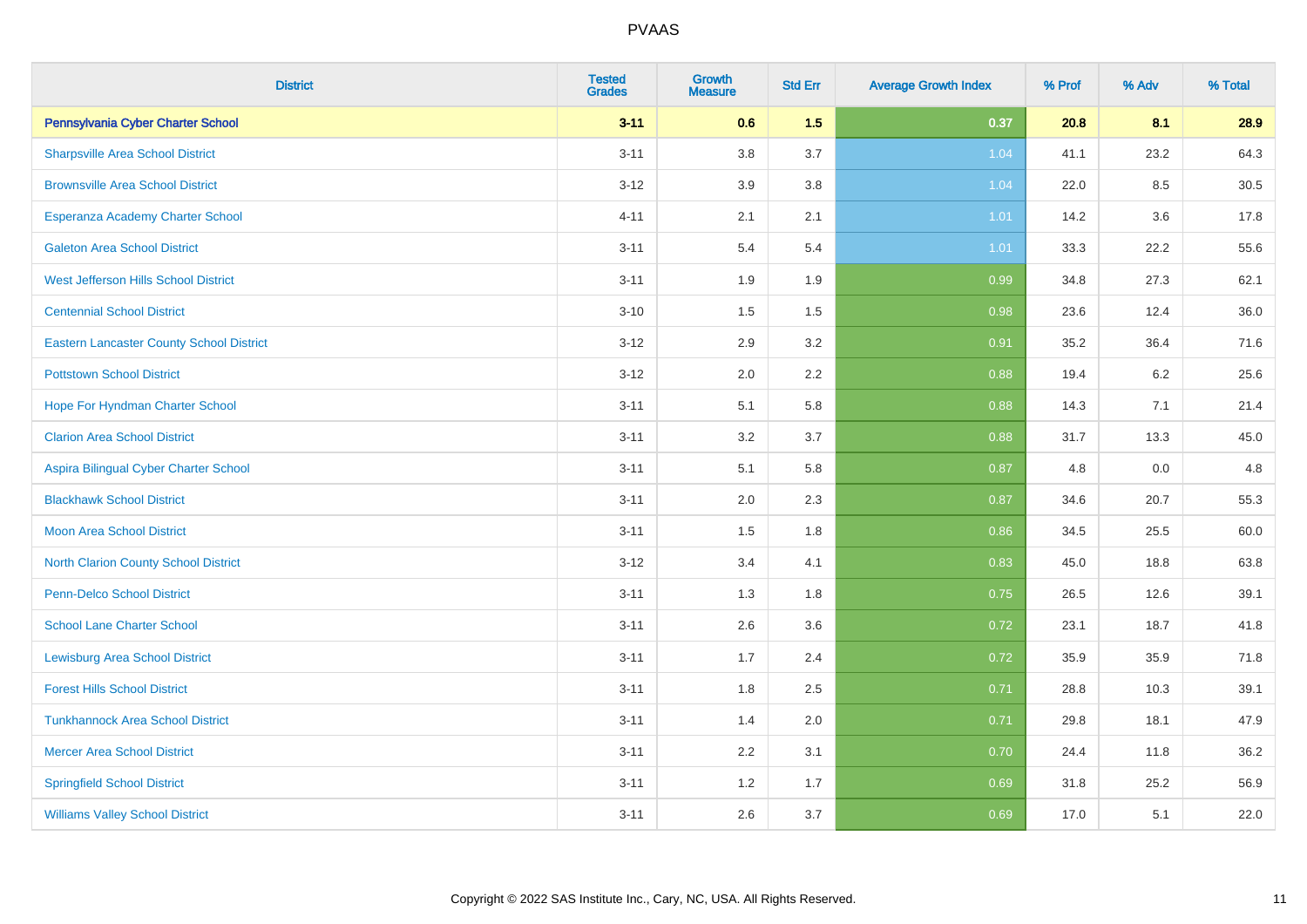# PVAAS

| District | Tested Grades | Growth Measure | Std Err | Average Growth Index | % Prof | % Adv | % Total |
|---|---|---|---|---|---|---|---|
| **Pennsylvania Cyber Charter School** | **3-11** | **0.6** | **1.5** | **0.37** | **20.8** | **8.1** | **28.9** |
| Sharpsville Area School District | 3-11 | 3.8 | 3.7 | 1.04 | 41.1 | 23.2 | 64.3 |
| Brownsville Area School District | 3-12 | 3.9 | 3.8 | 1.04 | 22.0 | 8.5 | 30.5 |
| Esperanza Academy Charter School | 4-11 | 2.1 | 2.1 | 1.01 | 14.2 | 3.6 | 17.8 |
| Galeton Area School District | 3-11 | 5.4 | 5.4 | 1.01 | 33.3 | 22.2 | 55.6 |
| West Jefferson Hills School District | 3-11 | 1.9 | 1.9 | 0.99 | 34.8 | 27.3 | 62.1 |
| Centennial School District | 3-10 | 1.5 | 1.5 | 0.98 | 23.6 | 12.4 | 36.0 |
| Eastern Lancaster County School District | 3-12 | 2.9 | 3.2 | 0.91 | 35.2 | 36.4 | 71.6 |
| Pottstown School District | 3-12 | 2.0 | 2.2 | 0.88 | 19.4 | 6.2 | 25.6 |
| Hope For Hyndman Charter School | 3-11 | 5.1 | 5.8 | 0.88 | 14.3 | 7.1 | 21.4 |
| Clarion Area School District | 3-11 | 3.2 | 3.7 | 0.88 | 31.7 | 13.3 | 45.0 |
| Aspira Bilingual Cyber Charter School | 3-11 | 5.1 | 5.8 | 0.87 | 4.8 | 0.0 | 4.8 |
| Blackhawk School District | 3-11 | 2.0 | 2.3 | 0.87 | 34.6 | 20.7 | 55.3 |
| Moon Area School District | 3-11 | 1.5 | 1.8 | 0.86 | 34.5 | 25.5 | 60.0 |
| North Clarion County School District | 3-12 | 3.4 | 4.1 | 0.83 | 45.0 | 18.8 | 63.8 |
| Penn-Delco School District | 3-11 | 1.3 | 1.8 | 0.75 | 26.5 | 12.6 | 39.1 |
| School Lane Charter School | 3-11 | 2.6 | 3.6 | 0.72 | 23.1 | 18.7 | 41.8 |
| Lewisburg Area School District | 3-11 | 1.7 | 2.4 | 0.72 | 35.9 | 35.9 | 71.8 |
| Forest Hills School District | 3-11 | 1.8 | 2.5 | 0.71 | 28.8 | 10.3 | 39.1 |
| Tunkhannock Area School District | 3-11 | 1.4 | 2.0 | 0.71 | 29.8 | 18.1 | 47.9 |
| Mercer Area School District | 3-11 | 2.2 | 3.1 | 0.70 | 24.4 | 11.8 | 36.2 |
| Springfield School District | 3-11 | 1.2 | 1.7 | 0.69 | 31.8 | 25.2 | 56.9 |
| Williams Valley School District | 3-11 | 2.6 | 3.7 | 0.69 | 17.0 | 5.1 | 22.0 |

Copyright © 2022 SAS Institute Inc., Cary, NC, USA. All Rights Reserved.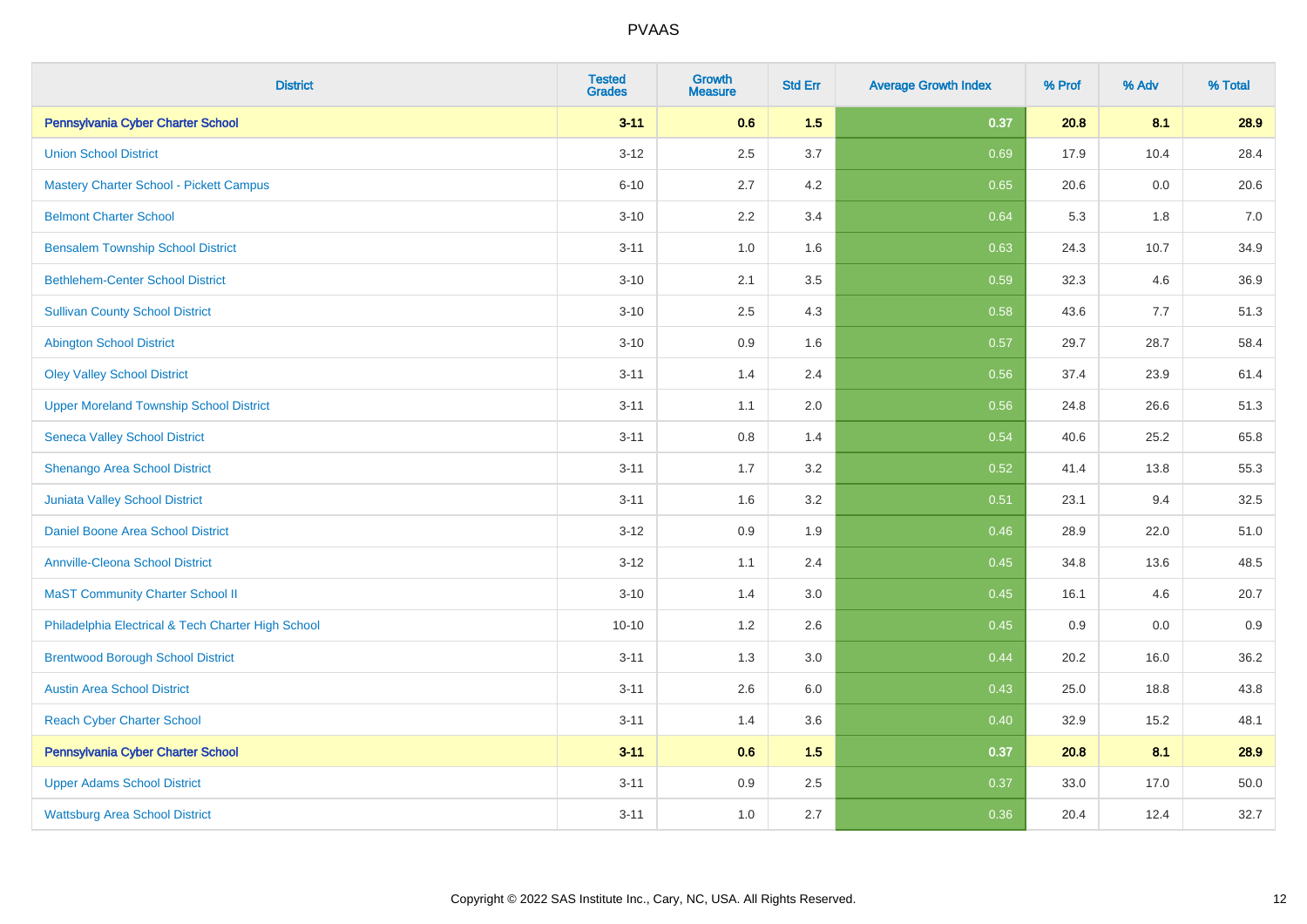| District | Tested Grades | Growth Measure | Std Err | Average Growth Index | % Prof | % Adv | % Total |
|---|---|---|---|---|---|---|---|
| **Pennsylvania Cyber Charter School** | **3-11** | **0.6** | **1.5** | **0.37** | **20.8** | **8.1** | **28.9** |
| Union School District | 3-12 | 2.5 | 3.7 | 0.69 | 17.9 | 10.4 | 28.4 |
| Mastery Charter School - Pickett Campus | 6-10 | 2.7 | 4.2 | 0.65 | 20.6 | 0.0 | 20.6 |
| Belmont Charter School | 3-10 | 2.2 | 3.4 | 0.64 | 5.3 | 1.8 | 7.0 |
| Bensalem Township School District | 3-11 | 1.0 | 1.6 | 0.63 | 24.3 | 10.7 | 34.9 |
| Bethlehem-Center School District | 3-10 | 2.1 | 3.5 | 0.59 | 32.3 | 4.6 | 36.9 |
| Sullivan County School District | 3-10 | 2.5 | 4.3 | 0.58 | 43.6 | 7.7 | 51.3 |
| Abington School District | 3-10 | 0.9 | 1.6 | 0.57 | 29.7 | 28.7 | 58.4 |
| Oley Valley School District | 3-11 | 1.4 | 2.4 | 0.56 | 37.4 | 23.9 | 61.4 |
| Upper Moreland Township School District | 3-11 | 1.1 | 2.0 | 0.56 | 24.8 | 26.6 | 51.3 |
| Seneca Valley School District | 3-11 | 0.8 | 1.4 | 0.54 | 40.6 | 25.2 | 65.8 |
| Shenango Area School District | 3-11 | 1.7 | 3.2 | 0.52 | 41.4 | 13.8 | 55.3 |
| Juniata Valley School District | 3-11 | 1.6 | 3.2 | 0.51 | 23.1 | 9.4 | 32.5 |
| Daniel Boone Area School District | 3-12 | 0.9 | 1.9 | 0.46 | 28.9 | 22.0 | 51.0 |
| Annville-Cleona School District | 3-12 | 1.1 | 2.4 | 0.45 | 34.8 | 13.6 | 48.5 |
| MaST Community Charter School II | 3-10 | 1.4 | 3.0 | 0.45 | 16.1 | 4.6 | 20.7 |
| Philadelphia Electrical & Tech Charter High School | 10-10 | 1.2 | 2.6 | 0.45 | 0.9 | 0.0 | 0.9 |
| Brentwood Borough School District | 3-11 | 1.3 | 3.0 | 0.44 | 20.2 | 16.0 | 36.2 |
| Austin Area School District | 3-11 | 2.6 | 6.0 | 0.43 | 25.0 | 18.8 | 43.8 |
| Reach Cyber Charter School | 3-11 | 1.4 | 3.6 | 0.40 | 32.9 | 15.2 | 48.1 |
| **Pennsylvania Cyber Charter School** | **3-11** | **0.6** | **1.5** | **0.37** | **20.8** | **8.1** | **28.9** |
| Upper Adams School District | 3-11 | 0.9 | 2.5 | 0.37 | 33.0 | 17.0 | 50.0 |
| Wattsburg Area School District | 3-11 | 1.0 | 2.7 | 0.36 | 20.4 | 12.4 | 32.7 |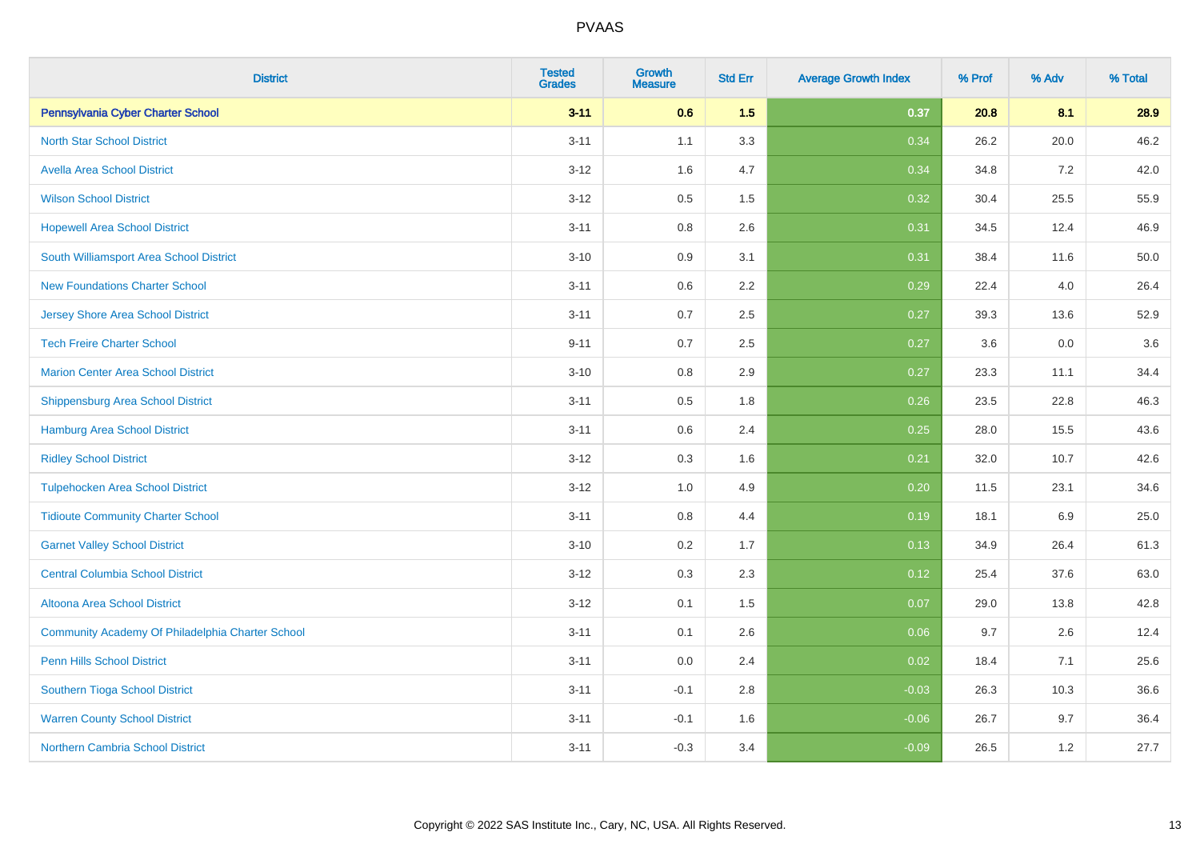# PVAAS

| District | Tested Grades | Growth Measure | Std Err | Average Growth Index | % Prof | % Adv | % Total |
|---|---|---|---|---|---|---|---|
| **Pennsylvania Cyber Charter School** | **3-11** | **0.6** | **1.5** | **0.37** | **20.8** | **8.1** | **28.9** |
| North Star School District | 3-11 | 1.1 | 3.3 | 0.34 | 26.2 | 20.0 | 46.2 |
| Avella Area School District | 3-12 | 1.6 | 4.7 | 0.34 | 34.8 | 7.2 | 42.0 |
| Wilson School District | 3-12 | 0.5 | 1.5 | 0.32 | 30.4 | 25.5 | 55.9 |
| Hopewell Area School District | 3-11 | 0.8 | 2.6 | 0.31 | 34.5 | 12.4 | 46.9 |
| South Williamsport Area School District | 3-10 | 0.9 | 3.1 | 0.31 | 38.4 | 11.6 | 50.0 |
| New Foundations Charter School | 3-11 | 0.6 | 2.2 | 0.29 | 22.4 | 4.0 | 26.4 |
| Jersey Shore Area School District | 3-11 | 0.7 | 2.5 | 0.27 | 39.3 | 13.6 | 52.9 |
| Tech Freire Charter School | 9-11 | 0.7 | 2.5 | 0.27 | 3.6 | 0.0 | 3.6 |
| Marion Center Area School District | 3-10 | 0.8 | 2.9 | 0.27 | 23.3 | 11.1 | 34.4 |
| Shippensburg Area School District | 3-11 | 0.5 | 1.8 | 0.26 | 23.5 | 22.8 | 46.3 |
| Hamburg Area School District | 3-11 | 0.6 | 2.4 | 0.25 | 28.0 | 15.5 | 43.6 |
| Ridley School District | 3-12 | 0.3 | 1.6 | 0.21 | 32.0 | 10.7 | 42.6 |
| Tulpehocken Area School District | 3-12 | 1.0 | 4.9 | 0.20 | 11.5 | 23.1 | 34.6 |
| Tidioute Community Charter School | 3-11 | 0.8 | 4.4 | 0.19 | 18.1 | 6.9 | 25.0 |
| Garnet Valley School District | 3-10 | 0.2 | 1.7 | 0.13 | 34.9 | 26.4 | 61.3 |
| Central Columbia School District | 3-12 | 0.3 | 2.3 | 0.12 | 25.4 | 37.6 | 63.0 |
| Altoona Area School District | 3-12 | 0.1 | 1.5 | 0.07 | 29.0 | 13.8 | 42.8 |
| Community Academy Of Philadelphia Charter School | 3-11 | 0.1 | 2.6 | 0.06 | 9.7 | 2.6 | 12.4 |
| Penn Hills School District | 3-11 | 0.0 | 2.4 | 0.02 | 18.4 | 7.1 | 25.6 |
| Southern Tioga School District | 3-11 | -0.1 | 2.8 | -0.03 | 26.3 | 10.3 | 36.6 |
| Warren County School District | 3-11 | -0.1 | 1.6 | -0.06 | 26.7 | 9.7 | 36.4 |
| Northern Cambria School District | 3-11 | -0.3 | 3.4 | -0.09 | 26.5 | 1.2 | 27.7 |

Copyright © 2022 SAS Institute Inc., Cary, NC, USA. All Rights Reserved.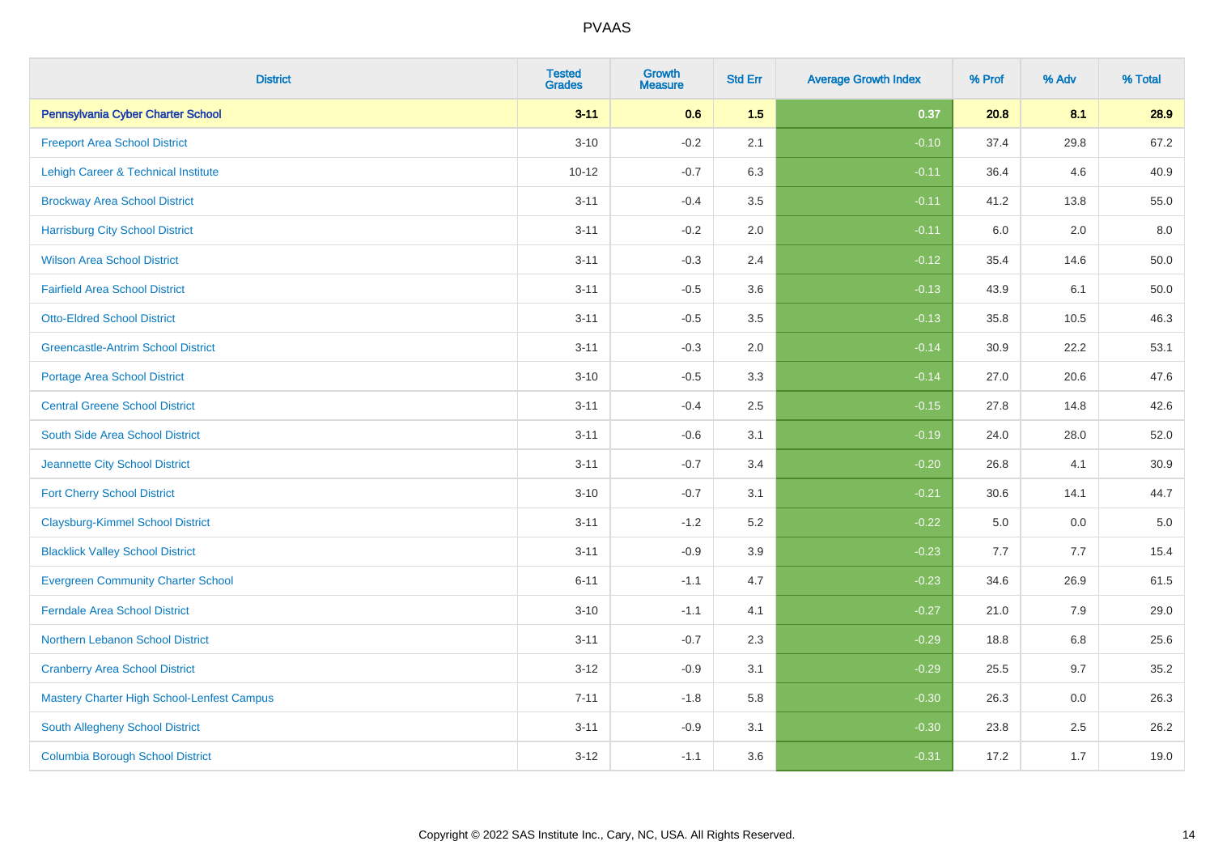| District | Tested Grades | Growth Measure | Std Err | Average Growth Index | % Prof | % Adv | % Total |
|---|---|---|---|---|---|---|---|
| **Pennsylvania Cyber Charter School** | **3-11** | **0.6** | **1.5** | **0.37** | **20.8** | **8.1** | **28.9** |
| Freeport Area School District | 3-10 | -0.2 | 2.1 | -0.10 | 37.4 | 29.8 | 67.2 |
| Lehigh Career & Technical Institute | 10-12 | -0.7 | 6.3 | -0.11 | 36.4 | 4.6 | 40.9 |
| Brockway Area School District | 3-11 | -0.4 | 3.5 | -0.11 | 41.2 | 13.8 | 55.0 |
| Harrisburg City School District | 3-11 | -0.2 | 2.0 | -0.11 | 6.0 | 2.0 | 8.0 |
| Wilson Area School District | 3-11 | -0.3 | 2.4 | -0.12 | 35.4 | 14.6 | 50.0 |
| Fairfield Area School District | 3-11 | -0.5 | 3.6 | -0.13 | 43.9 | 6.1 | 50.0 |
| Otto-Eldred School District | 3-11 | -0.5 | 3.5 | -0.13 | 35.8 | 10.5 | 46.3 |
| Greencastle-Antrim School District | 3-11 | -0.3 | 2.0 | -0.14 | 30.9 | 22.2 | 53.1 |
| Portage Area School District | 3-10 | -0.5 | 3.3 | -0.14 | 27.0 | 20.6 | 47.6 |
| Central Greene School District | 3-11 | -0.4 | 2.5 | -0.15 | 27.8 | 14.8 | 42.6 |
| South Side Area School District | 3-11 | -0.6 | 3.1 | -0.19 | 24.0 | 28.0 | 52.0 |
| Jeannette City School District | 3-11 | -0.7 | 3.4 | -0.20 | 26.8 | 4.1 | 30.9 |
| Fort Cherry School District | 3-10 | -0.7 | 3.1 | -0.21 | 30.6 | 14.1 | 44.7 |
| Claysburg-Kimmel School District | 3-11 | -1.2 | 5.2 | -0.22 | 5.0 | 0.0 | 5.0 |
| Blacklick Valley School District | 3-11 | -0.9 | 3.9 | -0.23 | 7.7 | 7.7 | 15.4 |
| Evergreen Community Charter School | 6-11 | -1.1 | 4.7 | -0.23 | 34.6 | 26.9 | 61.5 |
| Ferndale Area School District | 3-10 | -1.1 | 4.1 | -0.27 | 21.0 | 7.9 | 29.0 |
| Northern Lebanon School District | 3-11 | -0.7 | 2.3 | -0.29 | 18.8 | 6.8 | 25.6 |
| Cranberry Area School District | 3-12 | -0.9 | 3.1 | -0.29 | 25.5 | 9.7 | 35.2 |
| Mastery Charter High School-Lenfest Campus | 7-11 | -1.8 | 5.8 | -0.30 | 26.3 | 0.0 | 26.3 |
| South Allegheny School District | 3-11 | -0.9 | 3.1 | -0.30 | 23.8 | 2.5 | 26.2 |
| Columbia Borough School District | 3-12 | -1.1 | 3.6 | -0.31 | 17.2 | 1.7 | 19.0 |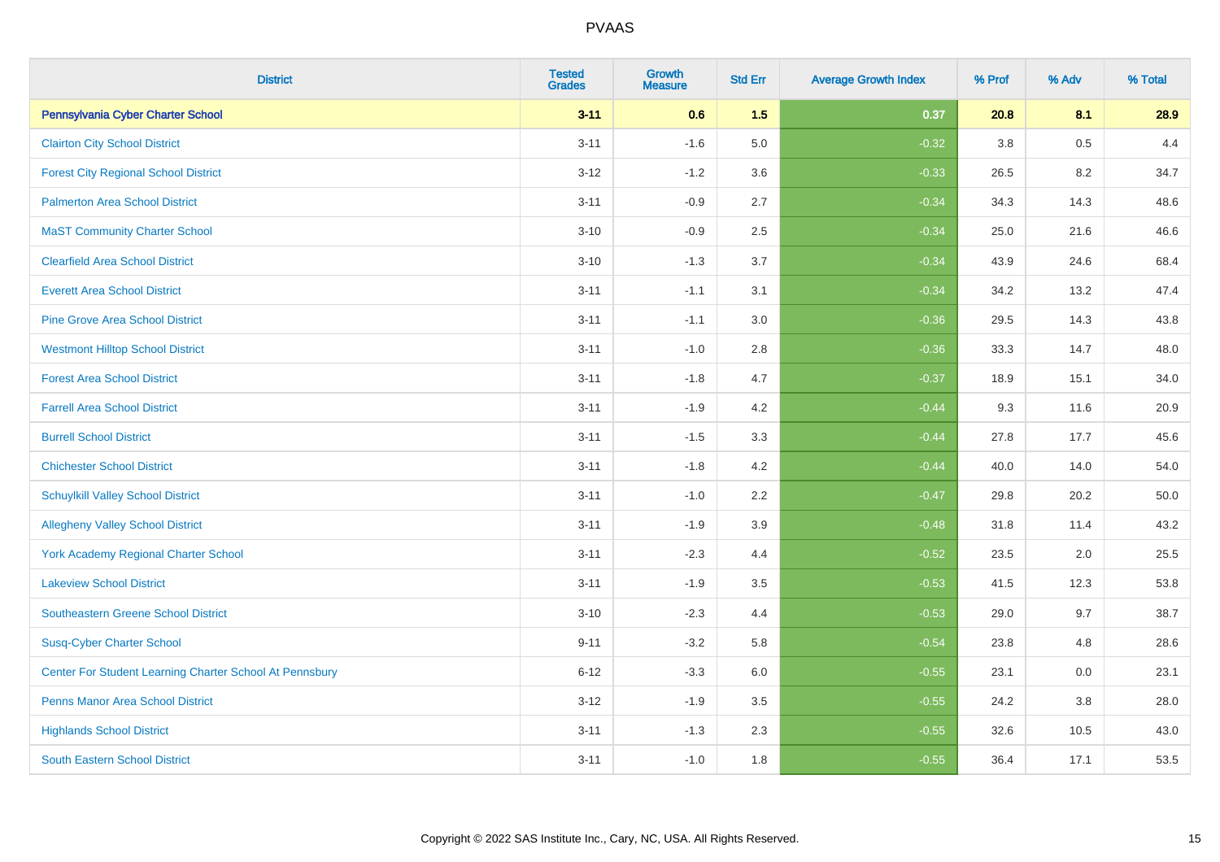# PVAAS

| District | Tested Grades | Growth Measure | Std Err | Average Growth Index | % Prof | % Adv | % Total |
|---|---|---|---|---|---|---|---|
| **Pennsylvania Cyber Charter School** | **3-11** | **0.6** | **1.5** | **0.37** | **20.8** | **8.1** | **28.9** |
| Clairton City School District | 3-11 | -1.6 | 5.0 | -0.32 | 3.8 | 0.5 | 4.4 |
| Forest City Regional School District | 3-12 | -1.2 | 3.6 | -0.33 | 26.5 | 8.2 | 34.7 |
| Palmerton Area School District | 3-11 | -0.9 | 2.7 | -0.34 | 34.3 | 14.3 | 48.6 |
| MaST Community Charter School | 3-10 | -0.9 | 2.5 | -0.34 | 25.0 | 21.6 | 46.6 |
| Clearfield Area School District | 3-10 | -1.3 | 3.7 | -0.34 | 43.9 | 24.6 | 68.4 |
| Everett Area School District | 3-11 | -1.1 | 3.1 | -0.34 | 34.2 | 13.2 | 47.4 |
| Pine Grove Area School District | 3-11 | -1.1 | 3.0 | -0.36 | 29.5 | 14.3 | 43.8 |
| Westmont Hilltop School District | 3-11 | -1.0 | 2.8 | -0.36 | 33.3 | 14.7 | 48.0 |
| Forest Area School District | 3-11 | -1.8 | 4.7 | -0.37 | 18.9 | 15.1 | 34.0 |
| Farrell Area School District | 3-11 | -1.9 | 4.2 | -0.44 | 9.3 | 11.6 | 20.9 |
| Burrell School District | 3-11 | -1.5 | 3.3 | -0.44 | 27.8 | 17.7 | 45.6 |
| Chichester School District | 3-11 | -1.8 | 4.2 | -0.44 | 40.0 | 14.0 | 54.0 |
| Schuylkill Valley School District | 3-11 | -1.0 | 2.2 | -0.47 | 29.8 | 20.2 | 50.0 |
| Allegheny Valley School District | 3-11 | -1.9 | 3.9 | -0.48 | 31.8 | 11.4 | 43.2 |
| York Academy Regional Charter School | 3-11 | -2.3 | 4.4 | -0.52 | 23.5 | 2.0 | 25.5 |
| Lakeview School District | 3-11 | -1.9 | 3.5 | -0.53 | 41.5 | 12.3 | 53.8 |
| Southeastern Greene School District | 3-10 | -2.3 | 4.4 | -0.53 | 29.0 | 9.7 | 38.7 |
| Susq-Cyber Charter School | 9-11 | -3.2 | 5.8 | -0.54 | 23.8 | 4.8 | 28.6 |
| Center For Student Learning Charter School At Pennsbury | 6-12 | -3.3 | 6.0 | -0.55 | 23.1 | 0.0 | 23.1 |
| Penns Manor Area School District | 3-12 | -1.9 | 3.5 | -0.55 | 24.2 | 3.8 | 28.0 |
| Highlands School District | 3-11 | -1.3 | 2.3 | -0.55 | 32.6 | 10.5 | 43.0 |
| South Eastern School District | 3-11 | -1.0 | 1.8 | -0.55 | 36.4 | 17.1 | 53.5 |

Copyright © 2022 SAS Institute Inc., Cary, NC, USA. All Rights Reserved.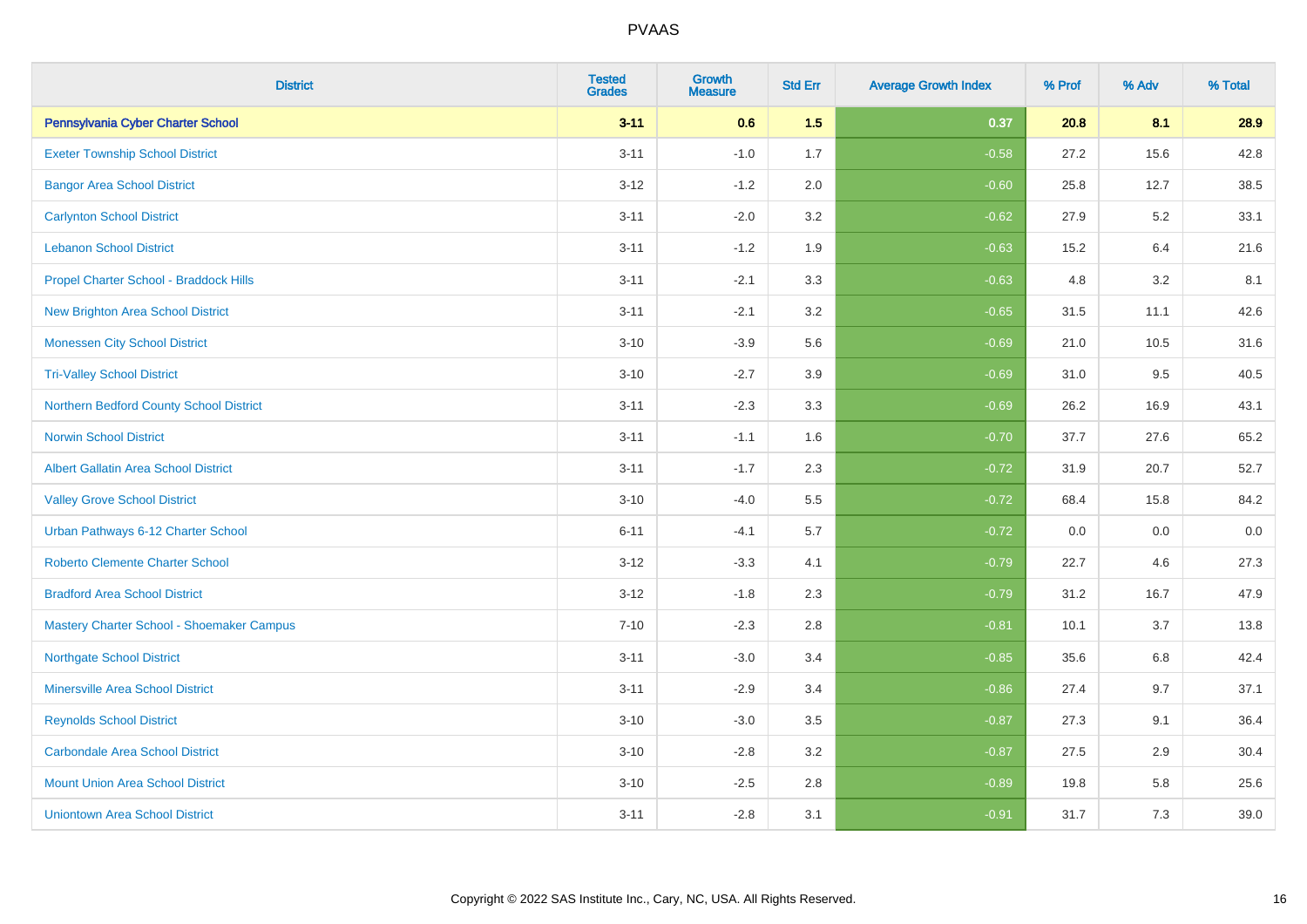# PVAAS

| District | Tested Grades | Growth Measure | Std Err | Average Growth Index | % Prof | % Adv | % Total |
|---|---|---|---|---|---|---|---|
| **Pennsylvania Cyber Charter School** | **3-11** | **0.6** | **1.5** | **0.37** | **20.8** | **8.1** | **28.9** |
| Exeter Township School District | 3-11 | -1.0 | 1.7 | -0.58 | 27.2 | 15.6 | 42.8 |
| Bangor Area School District | 3-12 | -1.2 | 2.0 | -0.60 | 25.8 | 12.7 | 38.5 |
| Carlynton School District | 3-11 | -2.0 | 3.2 | -0.62 | 27.9 | 5.2 | 33.1 |
| Lebanon School District | 3-11 | -1.2 | 1.9 | -0.63 | 15.2 | 6.4 | 21.6 |
| Propel Charter School - Braddock Hills | 3-11 | -2.1 | 3.3 | -0.63 | 4.8 | 3.2 | 8.1 |
| New Brighton Area School District | 3-11 | -2.1 | 3.2 | -0.65 | 31.5 | 11.1 | 42.6 |
| Monessen City School District | 3-10 | -3.9 | 5.6 | -0.69 | 21.0 | 10.5 | 31.6 |
| Tri-Valley School District | 3-10 | -2.7 | 3.9 | -0.69 | 31.0 | 9.5 | 40.5 |
| Northern Bedford County School District | 3-11 | -2.3 | 3.3 | -0.69 | 26.2 | 16.9 | 43.1 |
| Norwin School District | 3-11 | -1.1 | 1.6 | -0.70 | 37.7 | 27.6 | 65.2 |
| Albert Gallatin Area School District | 3-11 | -1.7 | 2.3 | -0.72 | 31.9 | 20.7 | 52.7 |
| Valley Grove School District | 3-10 | -4.0 | 5.5 | -0.72 | 68.4 | 15.8 | 84.2 |
| Urban Pathways 6-12 Charter School | 6-11 | -4.1 | 5.7 | -0.72 | 0.0 | 0.0 | 0.0 |
| Roberto Clemente Charter School | 3-12 | -3.3 | 4.1 | -0.79 | 22.7 | 4.6 | 27.3 |
| Bradford Area School District | 3-12 | -1.8 | 2.3 | -0.79 | 31.2 | 16.7 | 47.9 |
| Mastery Charter School - Shoemaker Campus | 7-10 | -2.3 | 2.8 | -0.81 | 10.1 | 3.7 | 13.8 |
| Northgate School District | 3-11 | -3.0 | 3.4 | -0.85 | 35.6 | 6.8 | 42.4 |
| Minersville Area School District | 3-11 | -2.9 | 3.4 | -0.86 | 27.4 | 9.7 | 37.1 |
| Reynolds School District | 3-10 | -3.0 | 3.5 | -0.87 | 27.3 | 9.1 | 36.4 |
| Carbondale Area School District | 3-10 | -2.8 | 3.2 | -0.87 | 27.5 | 2.9 | 30.4 |
| Mount Union Area School District | 3-10 | -2.5 | 2.8 | -0.89 | 19.8 | 5.8 | 25.6 |
| Uniontown Area School District | 3-11 | -2.8 | 3.1 | -0.91 | 31.7 | 7.3 | 39.0 |

Copyright © 2022 SAS Institute Inc., Cary, NC, USA. All Rights Reserved.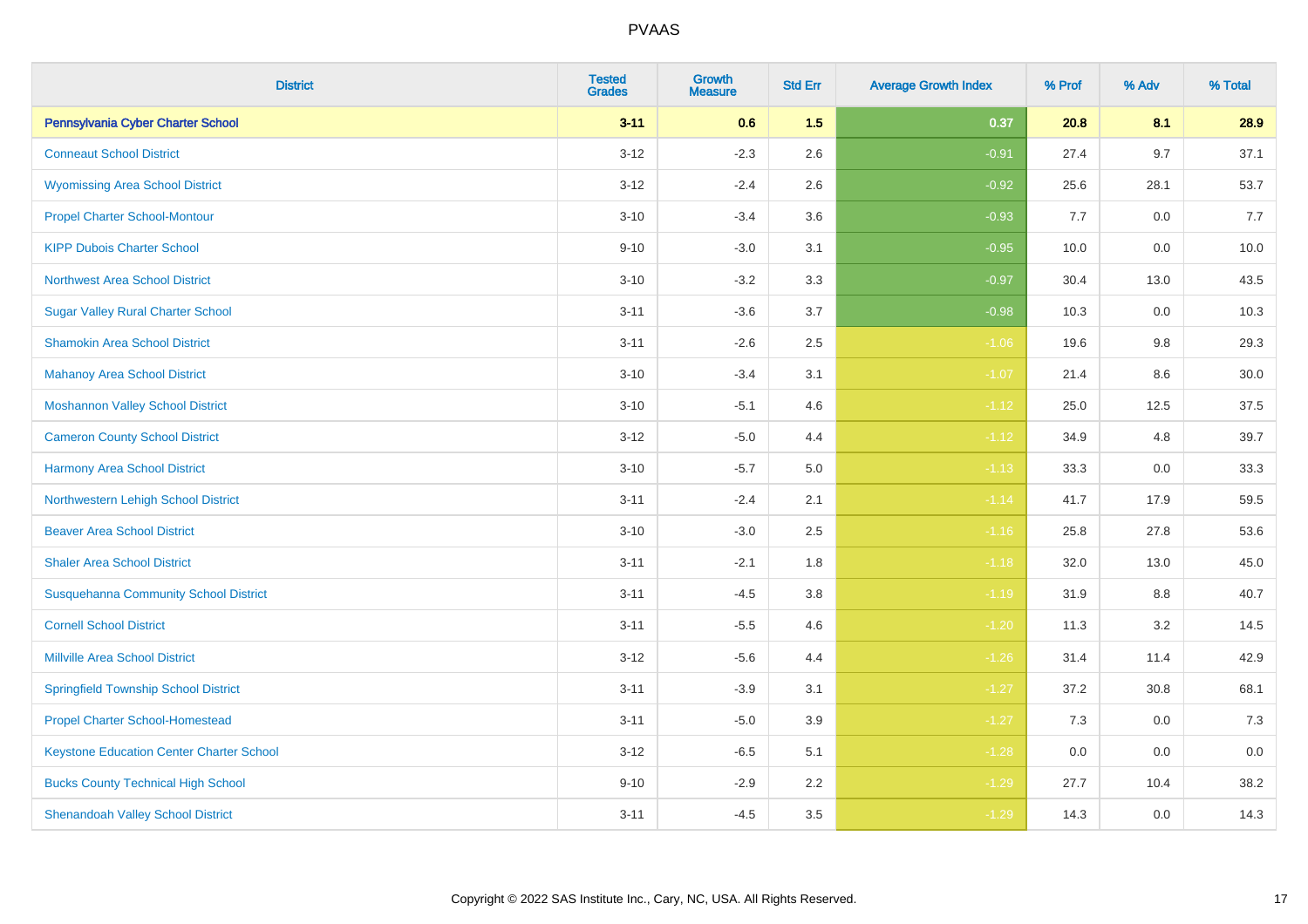# PVAAS

| District | Tested Grades | Growth Measure | Std Err | Average Growth Index | % Prof | % Adv | % Total |
|---|---|---|---|---|---|---|---|
| **Pennsylvania Cyber Charter School** | **3-11** | **0.6** | **1.5** | **0.37** | **20.8** | **8.1** | **28.9** |
| Conneaut School District | 3-12 | -2.3 | 2.6 | -0.91 | 27.4 | 9.7 | 37.1 |
| Wyomissing Area School District | 3-12 | -2.4 | 2.6 | -0.92 | 25.6 | 28.1 | 53.7 |
| Propel Charter School-Montour | 3-10 | -3.4 | 3.6 | -0.93 | 7.7 | 0.0 | 7.7 |
| KIPP Dubois Charter School | 9-10 | -3.0 | 3.1 | -0.95 | 10.0 | 0.0 | 10.0 |
| Northwest Area School District | 3-10 | -3.2 | 3.3 | -0.97 | 30.4 | 13.0 | 43.5 |
| Sugar Valley Rural Charter School | 3-11 | -3.6 | 3.7 | -0.98 | 10.3 | 0.0 | 10.3 |
| Shamokin Area School District | 3-11 | -2.6 | 2.5 | -1.06 | 19.6 | 9.8 | 29.3 |
| Mahanoy Area School District | 3-10 | -3.4 | 3.1 | -1.07 | 21.4 | 8.6 | 30.0 |
| Moshannon Valley School District | 3-10 | -5.1 | 4.6 | -1.12 | 25.0 | 12.5 | 37.5 |
| Cameron County School District | 3-12 | -5.0 | 4.4 | -1.12 | 34.9 | 4.8 | 39.7 |
| Harmony Area School District | 3-10 | -5.7 | 5.0 | -1.13 | 33.3 | 0.0 | 33.3 |
| Northwestern Lehigh School District | 3-11 | -2.4 | 2.1 | -1.14 | 41.7 | 17.9 | 59.5 |
| Beaver Area School District | 3-10 | -3.0 | 2.5 | -1.16 | 25.8 | 27.8 | 53.6 |
| Shaler Area School District | 3-11 | -2.1 | 1.8 | -1.18 | 32.0 | 13.0 | 45.0 |
| Susquehanna Community School District | 3-11 | -4.5 | 3.8 | -1.19 | 31.9 | 8.8 | 40.7 |
| Cornell School District | 3-11 | -5.5 | 4.6 | -1.20 | 11.3 | 3.2 | 14.5 |
| Millville Area School District | 3-12 | -5.6 | 4.4 | -1.26 | 31.4 | 11.4 | 42.9 |
| Springfield Township School District | 3-11 | -3.9 | 3.1 | -1.27 | 37.2 | 30.8 | 68.1 |
| Propel Charter School-Homestead | 3-11 | -5.0 | 3.9 | -1.27 | 7.3 | 0.0 | 7.3 |
| Keystone Education Center Charter School | 3-12 | -6.5 | 5.1 | -1.28 | 0.0 | 0.0 | 0.0 |
| Bucks County Technical High School | 9-10 | -2.9 | 2.2 | -1.29 | 27.7 | 10.4 | 38.2 |
| Shenandoah Valley School District | 3-11 | -4.5 | 3.5 | -1.29 | 14.3 | 0.0 | 14.3 |

Copyright © 2022 SAS Institute Inc., Cary, NC, USA. All Rights Reserved.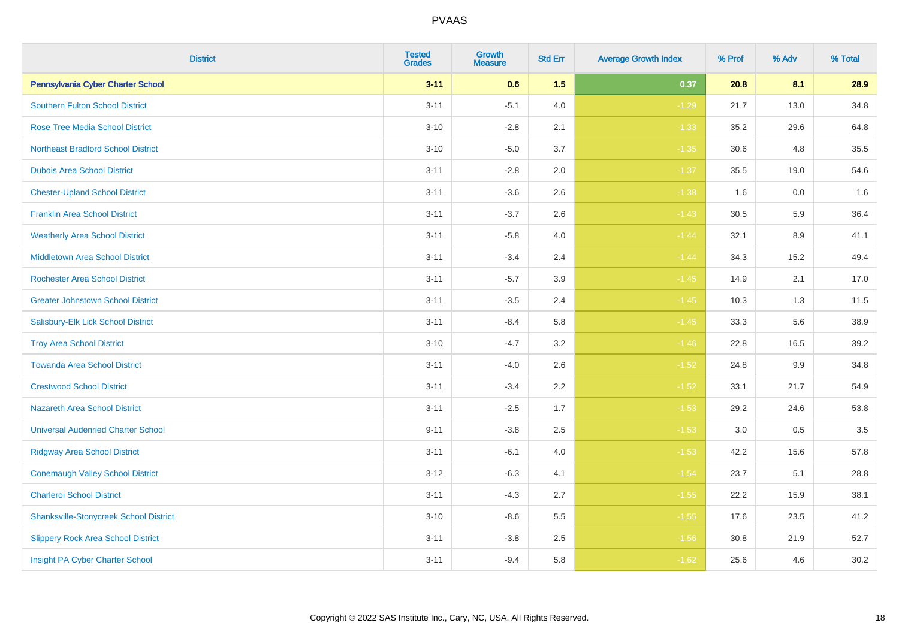# PVAAS

| District | Tested Grades | Growth Measure | Std Err | Average Growth Index | % Prof | % Adv | % Total |
|---|---|---|---|---|---|---|---|
| **Pennsylvania Cyber Charter School** | **3-11** | **0.6** | **1.5** | **0.37** | **20.8** | **8.1** | **28.9** |
| Southern Fulton School District | 3-11 | -5.1 | 4.0 | -1.29 | 21.7 | 13.0 | 34.8 |
| Rose Tree Media School District | 3-10 | -2.8 | 2.1 | -1.33 | 35.2 | 29.6 | 64.8 |
| Northeast Bradford School District | 3-10 | -5.0 | 3.7 | -1.35 | 30.6 | 4.8 | 35.5 |
| Dubois Area School District | 3-11 | -2.8 | 2.0 | -1.37 | 35.5 | 19.0 | 54.6 |
| Chester-Upland School District | 3-11 | -3.6 | 2.6 | -1.38 | 1.6 | 0.0 | 1.6 |
| Franklin Area School District | 3-11 | -3.7 | 2.6 | -1.43 | 30.5 | 5.9 | 36.4 |
| Weatherly Area School District | 3-11 | -5.8 | 4.0 | -1.44 | 32.1 | 8.9 | 41.1 |
| Middletown Area School District | 3-11 | -3.4 | 2.4 | -1.44 | 34.3 | 15.2 | 49.4 |
| Rochester Area School District | 3-11 | -5.7 | 3.9 | -1.45 | 14.9 | 2.1 | 17.0 |
| Greater Johnstown School District | 3-11 | -3.5 | 2.4 | -1.45 | 10.3 | 1.3 | 11.5 |
| Salisbury-Elk Lick School District | 3-11 | -8.4 | 5.8 | -1.45 | 33.3 | 5.6 | 38.9 |
| Troy Area School District | 3-10 | -4.7 | 3.2 | -1.46 | 22.8 | 16.5 | 39.2 |
| Towanda Area School District | 3-11 | -4.0 | 2.6 | -1.52 | 24.8 | 9.9 | 34.8 |
| Crestwood School District | 3-11 | -3.4 | 2.2 | -1.52 | 33.1 | 21.7 | 54.9 |
| Nazareth Area School District | 3-11 | -2.5 | 1.7 | -1.53 | 29.2 | 24.6 | 53.8 |
| Universal Audenried Charter School | 9-11 | -3.8 | 2.5 | -1.53 | 3.0 | 0.5 | 3.5 |
| Ridgway Area School District | 3-11 | -6.1 | 4.0 | -1.53 | 42.2 | 15.6 | 57.8 |
| Conemaugh Valley School District | 3-12 | -6.3 | 4.1 | -1.54 | 23.7 | 5.1 | 28.8 |
| Charleroi School District | 3-11 | -4.3 | 2.7 | -1.55 | 22.2 | 15.9 | 38.1 |
| Shanksville-Stonycreek School District | 3-10 | -8.6 | 5.5 | -1.55 | 17.6 | 23.5 | 41.2 |
| Slippery Rock Area School District | 3-11 | -3.8 | 2.5 | -1.56 | 30.8 | 21.9 | 52.7 |
| Insight PA Cyber Charter School | 3-11 | -9.4 | 5.8 | -1.62 | 25.6 | 4.6 | 30.2 |

Copyright © 2022 SAS Institute Inc., Cary, NC, USA. All Rights Reserved.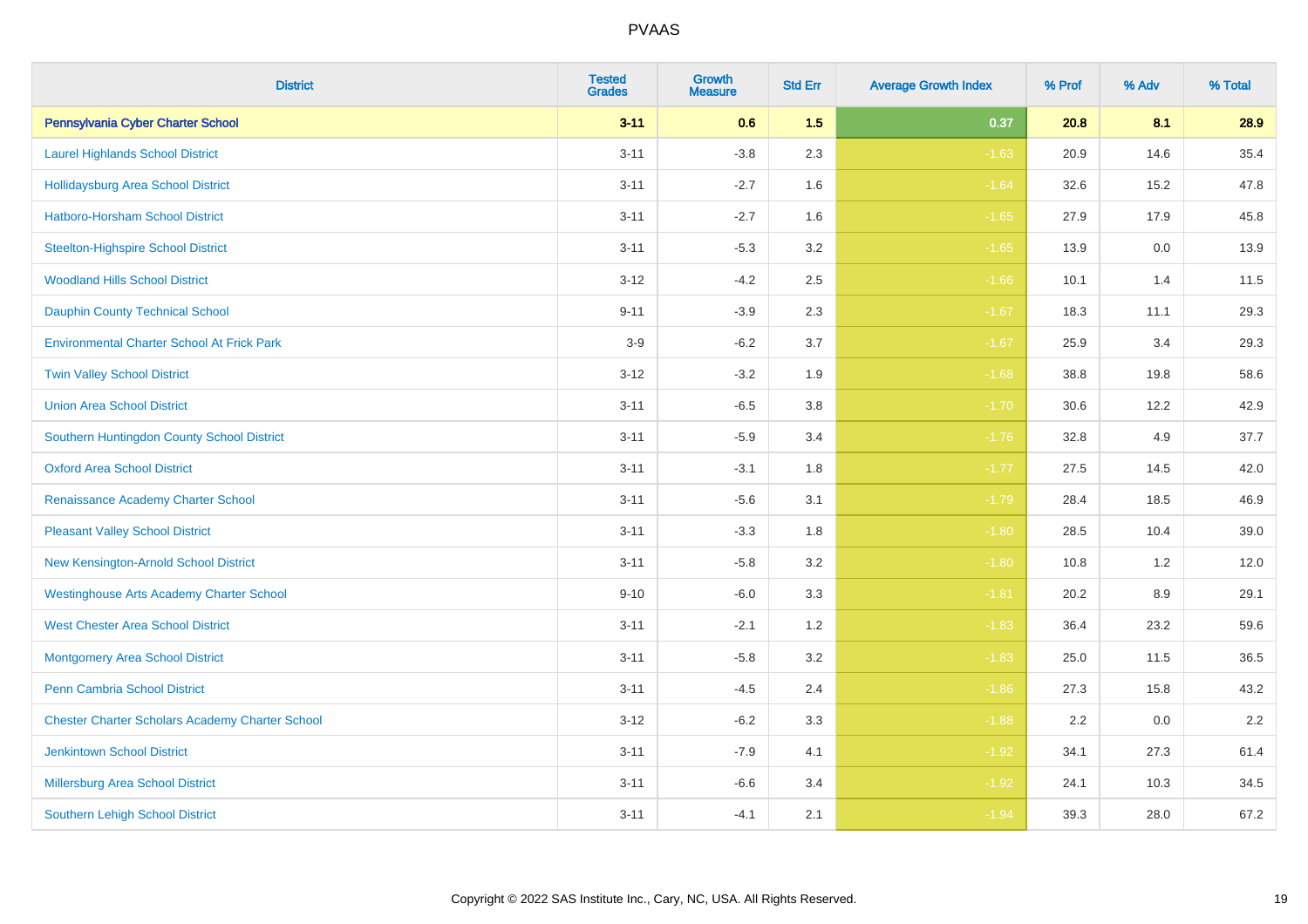# PVAAS

| District | Tested Grades | Growth Measure | Std Err | Average Growth Index | % Prof | % Adv | % Total |
|---|---|---|---|---|---|---|---|
| **Pennsylvania Cyber Charter School** | **3-11** | **0.6** | **1.5** | **0.37** | **20.8** | **8.1** | **28.9** |
| Laurel Highlands School District | 3-11 | -3.8 | 2.3 | -1.63 | 20.9 | 14.6 | 35.4 |
| Hollidaysburg Area School District | 3-11 | -2.7 | 1.6 | -1.64 | 32.6 | 15.2 | 47.8 |
| Hatboro-Horsham School District | 3-11 | -2.7 | 1.6 | -1.65 | 27.9 | 17.9 | 45.8 |
| Steelton-Highspire School District | 3-11 | -5.3 | 3.2 | -1.65 | 13.9 | 0.0 | 13.9 |
| Woodland Hills School District | 3-12 | -4.2 | 2.5 | -1.66 | 10.1 | 1.4 | 11.5 |
| Dauphin County Technical School | 9-11 | -3.9 | 2.3 | -1.67 | 18.3 | 11.1 | 29.3 |
| Environmental Charter School At Frick Park | 3-9 | -6.2 | 3.7 | -1.67 | 25.9 | 3.4 | 29.3 |
| Twin Valley School District | 3-12 | -3.2 | 1.9 | -1.68 | 38.8 | 19.8 | 58.6 |
| Union Area School District | 3-11 | -6.5 | 3.8 | -1.70 | 30.6 | 12.2 | 42.9 |
| Southern Huntingdon County School District | 3-11 | -5.9 | 3.4 | -1.76 | 32.8 | 4.9 | 37.7 |
| Oxford Area School District | 3-11 | -3.1 | 1.8 | -1.77 | 27.5 | 14.5 | 42.0 |
| Renaissance Academy Charter School | 3-11 | -5.6 | 3.1 | -1.79 | 28.4 | 18.5 | 46.9 |
| Pleasant Valley School District | 3-11 | -3.3 | 1.8 | -1.80 | 28.5 | 10.4 | 39.0 |
| New Kensington-Arnold School District | 3-11 | -5.8 | 3.2 | -1.80 | 10.8 | 1.2 | 12.0 |
| Westinghouse Arts Academy Charter School | 9-10 | -6.0 | 3.3 | -1.81 | 20.2 | 8.9 | 29.1 |
| West Chester Area School District | 3-11 | -2.1 | 1.2 | -1.83 | 36.4 | 23.2 | 59.6 |
| Montgomery Area School District | 3-11 | -5.8 | 3.2 | -1.83 | 25.0 | 11.5 | 36.5 |
| Penn Cambria School District | 3-11 | -4.5 | 2.4 | -1.86 | 27.3 | 15.8 | 43.2 |
| Chester Charter Scholars Academy Charter School | 3-12 | -6.2 | 3.3 | -1.88 | 2.2 | 0.0 | 2.2 |
| Jenkintown School District | 3-11 | -7.9 | 4.1 | -1.92 | 34.1 | 27.3 | 61.4 |
| Millersburg Area School District | 3-11 | -6.6 | 3.4 | -1.92 | 24.1 | 10.3 | 34.5 |
| Southern Lehigh School District | 3-11 | -4.1 | 2.1 | -1.94 | 39.3 | 28.0 | 67.2 |

Copyright © 2022 SAS Institute Inc., Cary, NC, USA. All Rights Reserved.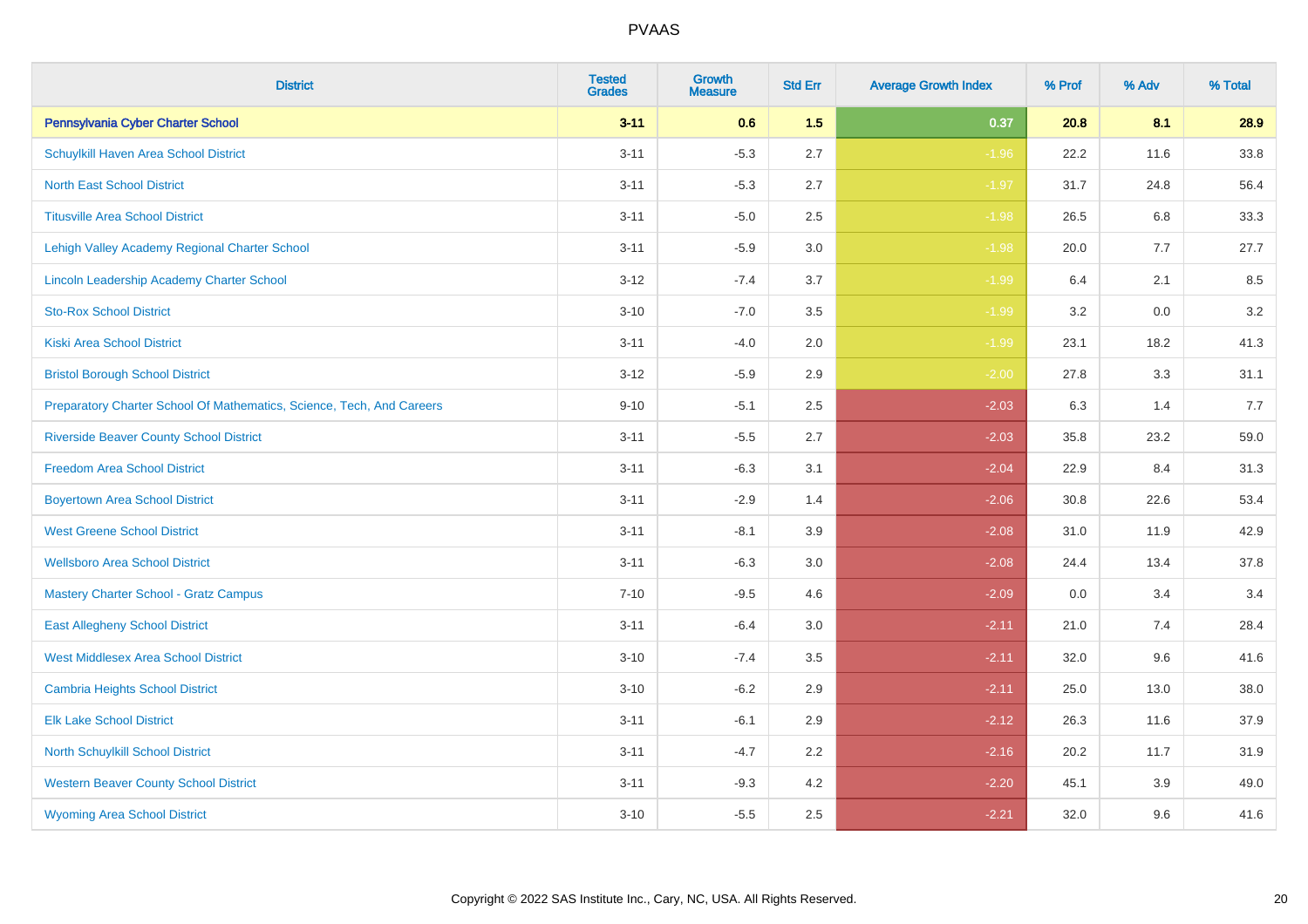| District | Tested Grades | Growth Measure | Std Err | Average Growth Index | % Prof | % Adv | % Total |
|---|---|---|---|---|---|---|---|
| **Pennsylvania Cyber Charter School** | **3-11** | **0.6** | **1.5** | **0.37** | **20.8** | **8.1** | **28.9** |
| Schuylkill Haven Area School District | 3-11 | -5.3 | 2.7 | -1.96 | 22.2 | 11.6 | 33.8 |
| North East School District | 3-11 | -5.3 | 2.7 | -1.97 | 31.7 | 24.8 | 56.4 |
| Titusville Area School District | 3-11 | -5.0 | 2.5 | -1.98 | 26.5 | 6.8 | 33.3 |
| Lehigh Valley Academy Regional Charter School | 3-11 | -5.9 | 3.0 | -1.98 | 20.0 | 7.7 | 27.7 |
| Lincoln Leadership Academy Charter School | 3-12 | -7.4 | 3.7 | -1.99 | 6.4 | 2.1 | 8.5 |
| Sto-Rox School District | 3-10 | -7.0 | 3.5 | -1.99 | 3.2 | 0.0 | 3.2 |
| Kiski Area School District | 3-11 | -4.0 | 2.0 | -1.99 | 23.1 | 18.2 | 41.3 |
| Bristol Borough School District | 3-12 | -5.9 | 2.9 | -2.00 | 27.8 | 3.3 | 31.1 |
| Preparatory Charter School Of Mathematics, Science, Tech, And Careers | 9-10 | -5.1 | 2.5 | -2.03 | 6.3 | 1.4 | 7.7 |
| Riverside Beaver County School District | 3-11 | -5.5 | 2.7 | -2.03 | 35.8 | 23.2 | 59.0 |
| Freedom Area School District | 3-11 | -6.3 | 3.1 | -2.04 | 22.9 | 8.4 | 31.3 |
| Boyertown Area School District | 3-11 | -2.9 | 1.4 | -2.06 | 30.8 | 22.6 | 53.4 |
| West Greene School District | 3-11 | -8.1 | 3.9 | -2.08 | 31.0 | 11.9 | 42.9 |
| Wellsboro Area School District | 3-11 | -6.3 | 3.0 | -2.08 | 24.4 | 13.4 | 37.8 |
| Mastery Charter School - Gratz Campus | 7-10 | -9.5 | 4.6 | -2.09 | 0.0 | 3.4 | 3.4 |
| East Allegheny School District | 3-11 | -6.4 | 3.0 | -2.11 | 21.0 | 7.4 | 28.4 |
| West Middlesex Area School District | 3-10 | -7.4 | 3.5 | -2.11 | 32.0 | 9.6 | 41.6 |
| Cambria Heights School District | 3-10 | -6.2 | 2.9 | -2.11 | 25.0 | 13.0 | 38.0 |
| Elk Lake School District | 3-11 | -6.1 | 2.9 | -2.12 | 26.3 | 11.6 | 37.9 |
| North Schuylkill School District | 3-11 | -4.7 | 2.2 | -2.16 | 20.2 | 11.7 | 31.9 |
| Western Beaver County School District | 3-11 | -9.3 | 4.2 | -2.20 | 45.1 | 3.9 | 49.0 |
| Wyoming Area School District | 3-10 | -5.5 | 2.5 | -2.21 | 32.0 | 9.6 | 41.6 |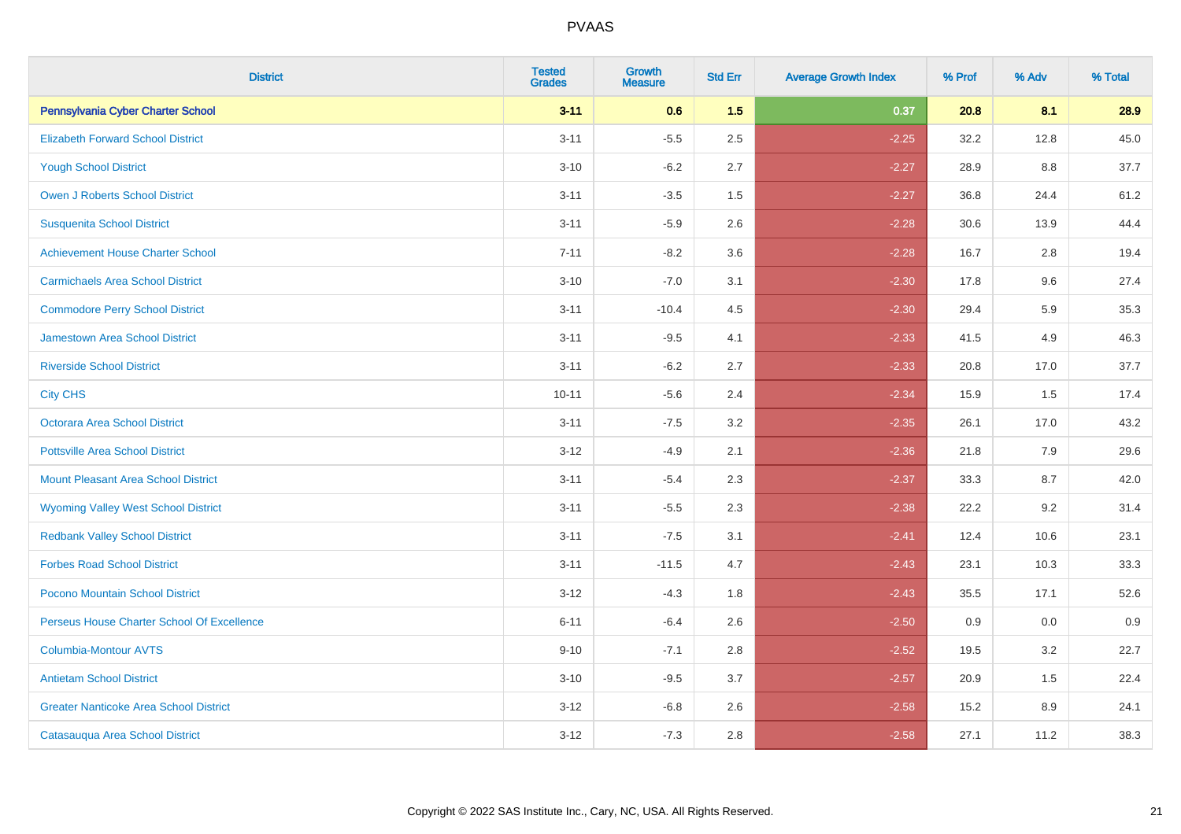# PVAAS

| District | Tested Grades | Growth Measure | Std Err | Average Growth Index | % Prof | % Adv | % Total |
|---|---|---|---|---|---|---|---|
| **Pennsylvania Cyber Charter School** | **3-11** | **0.6** | **1.5** | **0.37** | **20.8** | **8.1** | **28.9** |
| Elizabeth Forward School District | 3-11 | -5.5 | 2.5 | -2.25 | 32.2 | 12.8 | 45.0 |
| Yough School District | 3-10 | -6.2 | 2.7 | -2.27 | 28.9 | 8.8 | 37.7 |
| Owen J Roberts School District | 3-11 | -3.5 | 1.5 | -2.27 | 36.8 | 24.4 | 61.2 |
| Susquenita School District | 3-11 | -5.9 | 2.6 | -2.28 | 30.6 | 13.9 | 44.4 |
| Achievement House Charter School | 7-11 | -8.2 | 3.6 | -2.28 | 16.7 | 2.8 | 19.4 |
| Carmichaels Area School District | 3-10 | -7.0 | 3.1 | -2.30 | 17.8 | 9.6 | 27.4 |
| Commodore Perry School District | 3-11 | -10.4 | 4.5 | -2.30 | 29.4 | 5.9 | 35.3 |
| Jamestown Area School District | 3-11 | -9.5 | 4.1 | -2.33 | 41.5 | 4.9 | 46.3 |
| Riverside School District | 3-11 | -6.2 | 2.7 | -2.33 | 20.8 | 17.0 | 37.7 |
| City CHS | 10-11 | -5.6 | 2.4 | -2.34 | 15.9 | 1.5 | 17.4 |
| Octorara Area School District | 3-11 | -7.5 | 3.2 | -2.35 | 26.1 | 17.0 | 43.2 |
| Pottsville Area School District | 3-12 | -4.9 | 2.1 | -2.36 | 21.8 | 7.9 | 29.6 |
| Mount Pleasant Area School District | 3-11 | -5.4 | 2.3 | -2.37 | 33.3 | 8.7 | 42.0 |
| Wyoming Valley West School District | 3-11 | -5.5 | 2.3 | -2.38 | 22.2 | 9.2 | 31.4 |
| Redbank Valley School District | 3-11 | -7.5 | 3.1 | -2.41 | 12.4 | 10.6 | 23.1 |
| Forbes Road School District | 3-11 | -11.5 | 4.7 | -2.43 | 23.1 | 10.3 | 33.3 |
| Pocono Mountain School District | 3-12 | -4.3 | 1.8 | -2.43 | 35.5 | 17.1 | 52.6 |
| Perseus House Charter School Of Excellence | 6-11 | -6.4 | 2.6 | -2.50 | 0.9 | 0.0 | 0.9 |
| Columbia-Montour AVTS | 9-10 | -7.1 | 2.8 | -2.52 | 19.5 | 3.2 | 22.7 |
| Antietam School District | 3-10 | -9.5 | 3.7 | -2.57 | 20.9 | 1.5 | 22.4 |
| Greater Nanticoke Area School District | 3-12 | -6.8 | 2.6 | -2.58 | 15.2 | 8.9 | 24.1 |
| Catasauqua Area School District | 3-12 | -7.3 | 2.8 | -2.58 | 27.1 | 11.2 | 38.3 |

Copyright © 2022 SAS Institute Inc., Cary, NC, USA. All Rights Reserved.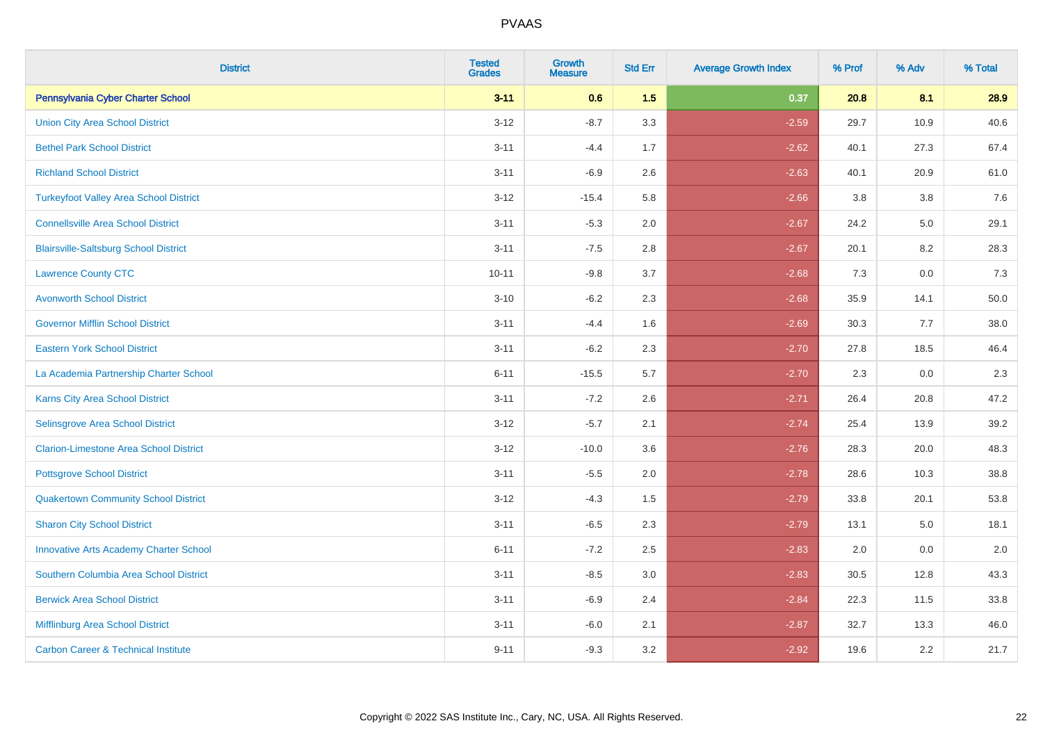PVAAS

| District | Tested Grades | Growth Measure | Std Err | Average Growth Index | % Prof | % Adv | % Total |
|---|---|---|---|---|---|---|---|
| **Pennsylvania Cyber Charter School** | **3-11** | **0.6** | **1.5** | **0.37** | **20.8** | **8.1** | **28.9** |
| Union City Area School District | 3-12 | -8.7 | 3.3 | -2.59 | 29.7 | 10.9 | 40.6 |
| Bethel Park School District | 3-11 | -4.4 | 1.7 | -2.62 | 40.1 | 27.3 | 67.4 |
| Richland School District | 3-11 | -6.9 | 2.6 | -2.63 | 40.1 | 20.9 | 61.0 |
| Turkeyfoot Valley Area School District | 3-12 | -15.4 | 5.8 | -2.66 | 3.8 | 3.8 | 7.6 |
| Connellsville Area School District | 3-11 | -5.3 | 2.0 | -2.67 | 24.2 | 5.0 | 29.1 |
| Blairsville-Saltsburg School District | 3-11 | -7.5 | 2.8 | -2.67 | 20.1 | 8.2 | 28.3 |
| Lawrence County CTC | 10-11 | -9.8 | 3.7 | -2.68 | 7.3 | 0.0 | 7.3 |
| Avonworth School District | 3-10 | -6.2 | 2.3 | -2.68 | 35.9 | 14.1 | 50.0 |
| Governor Mifflin School District | 3-11 | -4.4 | 1.6 | -2.69 | 30.3 | 7.7 | 38.0 |
| Eastern York School District | 3-11 | -6.2 | 2.3 | -2.70 | 27.8 | 18.5 | 46.4 |
| La Academia Partnership Charter School | 6-11 | -15.5 | 5.7 | -2.70 | 2.3 | 0.0 | 2.3 |
| Karns City Area School District | 3-11 | -7.2 | 2.6 | -2.71 | 26.4 | 20.8 | 47.2 |
| Selinsgrove Area School District | 3-12 | -5.7 | 2.1 | -2.74 | 25.4 | 13.9 | 39.2 |
| Clarion-Limestone Area School District | 3-12 | -10.0 | 3.6 | -2.76 | 28.3 | 20.0 | 48.3 |
| Pottsgrove School District | 3-11 | -5.5 | 2.0 | -2.78 | 28.6 | 10.3 | 38.8 |
| Quakertown Community School District | 3-12 | -4.3 | 1.5 | -2.79 | 33.8 | 20.1 | 53.8 |
| Sharon City School District | 3-11 | -6.5 | 2.3 | -2.79 | 13.1 | 5.0 | 18.1 |
| Innovative Arts Academy Charter School | 6-11 | -7.2 | 2.5 | -2.83 | 2.0 | 0.0 | 2.0 |
| Southern Columbia Area School District | 3-11 | -8.5 | 3.0 | -2.83 | 30.5 | 12.8 | 43.3 |
| Berwick Area School District | 3-11 | -6.9 | 2.4 | -2.84 | 22.3 | 11.5 | 33.8 |
| Mifflinburg Area School District | 3-11 | -6.0 | 2.1 | -2.87 | 32.7 | 13.3 | 46.0 |
| Carbon Career & Technical Institute | 9-11 | -9.3 | 3.2 | -2.92 | 19.6 | 2.2 | 21.7 |

Copyright © 2022 SAS Institute Inc., Cary, NC, USA. All Rights Reserved.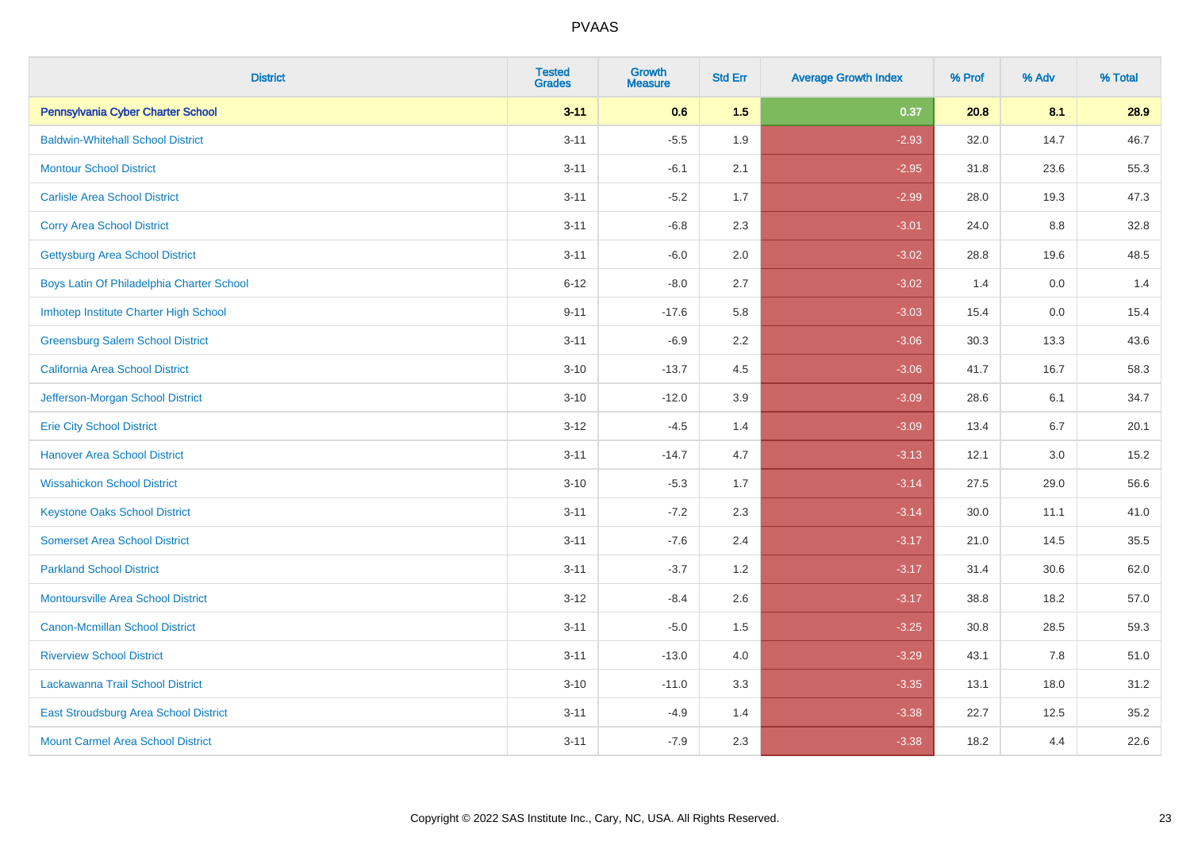# PVAAS

| District | Tested Grades | Growth Measure | Std Err | Average Growth Index | % Prof | % Adv | % Total |
|---|---|---|---|---|---|---|---|
| **Pennsylvania Cyber Charter School** | **3-11** | **0.6** | **1.5** | **0.37** | **20.8** | **8.1** | **28.9** |
| Baldwin-Whitehall School District | 3-11 | -5.5 | 1.9 | -2.93 | 32.0 | 14.7 | 46.7 |
| Montour School District | 3-11 | -6.1 | 2.1 | -2.95 | 31.8 | 23.6 | 55.3 |
| Carlisle Area School District | 3-11 | -5.2 | 1.7 | -2.99 | 28.0 | 19.3 | 47.3 |
| Corry Area School District | 3-11 | -6.8 | 2.3 | -3.01 | 24.0 | 8.8 | 32.8 |
| Gettysburg Area School District | 3-11 | -6.0 | 2.0 | -3.02 | 28.8 | 19.6 | 48.5 |
| Boys Latin Of Philadelphia Charter School | 6-12 | -8.0 | 2.7 | -3.02 | 1.4 | 0.0 | 1.4 |
| Imhotep Institute Charter High School | 9-11 | -17.6 | 5.8 | -3.03 | 15.4 | 0.0 | 15.4 |
| Greensburg Salem School District | 3-11 | -6.9 | 2.2 | -3.06 | 30.3 | 13.3 | 43.6 |
| California Area School District | 3-10 | -13.7 | 4.5 | -3.06 | 41.7 | 16.7 | 58.3 |
| Jefferson-Morgan School District | 3-10 | -12.0 | 3.9 | -3.09 | 28.6 | 6.1 | 34.7 |
| Erie City School District | 3-12 | -4.5 | 1.4 | -3.09 | 13.4 | 6.7 | 20.1 |
| Hanover Area School District | 3-11 | -14.7 | 4.7 | -3.13 | 12.1 | 3.0 | 15.2 |
| Wissahickon School District | 3-10 | -5.3 | 1.7 | -3.14 | 27.5 | 29.0 | 56.6 |
| Keystone Oaks School District | 3-11 | -7.2 | 2.3 | -3.14 | 30.0 | 11.1 | 41.0 |
| Somerset Area School District | 3-11 | -7.6 | 2.4 | -3.17 | 21.0 | 14.5 | 35.5 |
| Parkland School District | 3-11 | -3.7 | 1.2 | -3.17 | 31.4 | 30.6 | 62.0 |
| Montoursville Area School District | 3-12 | -8.4 | 2.6 | -3.17 | 38.8 | 18.2 | 57.0 |
| Canon-Mcmillan School District | 3-11 | -5.0 | 1.5 | -3.25 | 30.8 | 28.5 | 59.3 |
| Riverview School District | 3-11 | -13.0 | 4.0 | -3.29 | 43.1 | 7.8 | 51.0 |
| Lackawanna Trail School District | 3-10 | -11.0 | 3.3 | -3.35 | 13.1 | 18.0 | 31.2 |
| East Stroudsburg Area School District | 3-11 | -4.9 | 1.4 | -3.38 | 22.7 | 12.5 | 35.2 |
| Mount Carmel Area School District | 3-11 | -7.9 | 2.3 | -3.38 | 18.2 | 4.4 | 22.6 |

Copyright © 2022 SAS Institute Inc., Cary, NC, USA. All Rights Reserved.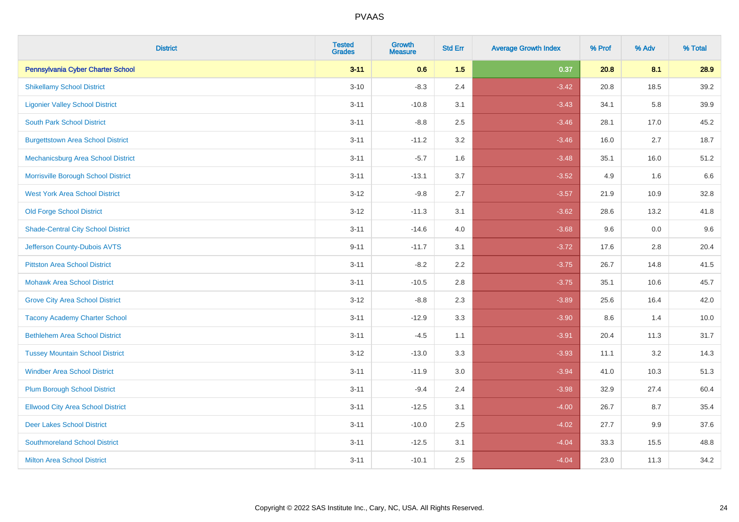PVAAS

| District | Tested Grades | Growth Measure | Std Err | Average Growth Index | % Prof | % Adv | % Total |
|---|---|---|---|---|---|---|---|
| **Pennsylvania Cyber Charter School** | **3-11** | **0.6** | **1.5** | **0.37** | **20.8** | **8.1** | **28.9** |
| Shikellamy School District | 3-10 | -8.3 | 2.4 | -3.42 | 20.8 | 18.5 | 39.2 |
| Ligonier Valley School District | 3-11 | -10.8 | 3.1 | -3.43 | 34.1 | 5.8 | 39.9 |
| South Park School District | 3-11 | -8.8 | 2.5 | -3.46 | 28.1 | 17.0 | 45.2 |
| Burgettstown Area School District | 3-11 | -11.2 | 3.2 | -3.46 | 16.0 | 2.7 | 18.7 |
| Mechanicsburg Area School District | 3-11 | -5.7 | 1.6 | -3.48 | 35.1 | 16.0 | 51.2 |
| Morrisville Borough School District | 3-11 | -13.1 | 3.7 | -3.52 | 4.9 | 1.6 | 6.6 |
| West York Area School District | 3-12 | -9.8 | 2.7 | -3.57 | 21.9 | 10.9 | 32.8 |
| Old Forge School District | 3-12 | -11.3 | 3.1 | -3.62 | 28.6 | 13.2 | 41.8 |
| Shade-Central City School District | 3-11 | -14.6 | 4.0 | -3.68 | 9.6 | 0.0 | 9.6 |
| Jefferson County-Dubois AVTS | 9-11 | -11.7 | 3.1 | -3.72 | 17.6 | 2.8 | 20.4 |
| Pittston Area School District | 3-11 | -8.2 | 2.2 | -3.75 | 26.7 | 14.8 | 41.5 |
| Mohawk Area School District | 3-11 | -10.5 | 2.8 | -3.75 | 35.1 | 10.6 | 45.7 |
| Grove City Area School District | 3-12 | -8.8 | 2.3 | -3.89 | 25.6 | 16.4 | 42.0 |
| Tacony Academy Charter School | 3-11 | -12.9 | 3.3 | -3.90 | 8.6 | 1.4 | 10.0 |
| Bethlehem Area School District | 3-11 | -4.5 | 1.1 | -3.91 | 20.4 | 11.3 | 31.7 |
| Tussey Mountain School District | 3-12 | -13.0 | 3.3 | -3.93 | 11.1 | 3.2 | 14.3 |
| Windber Area School District | 3-11 | -11.9 | 3.0 | -3.94 | 41.0 | 10.3 | 51.3 |
| Plum Borough School District | 3-11 | -9.4 | 2.4 | -3.98 | 32.9 | 27.4 | 60.4 |
| Ellwood City Area School District | 3-11 | -12.5 | 3.1 | -4.00 | 26.7 | 8.7 | 35.4 |
| Deer Lakes School District | 3-11 | -10.0 | 2.5 | -4.02 | 27.7 | 9.9 | 37.6 |
| Southmoreland School District | 3-11 | -12.5 | 3.1 | -4.04 | 33.3 | 15.5 | 48.8 |
| Milton Area School District | 3-11 | -10.1 | 2.5 | -4.04 | 23.0 | 11.3 | 34.2 |

Copyright © 2022 SAS Institute Inc., Cary, NC, USA. All Rights Reserved.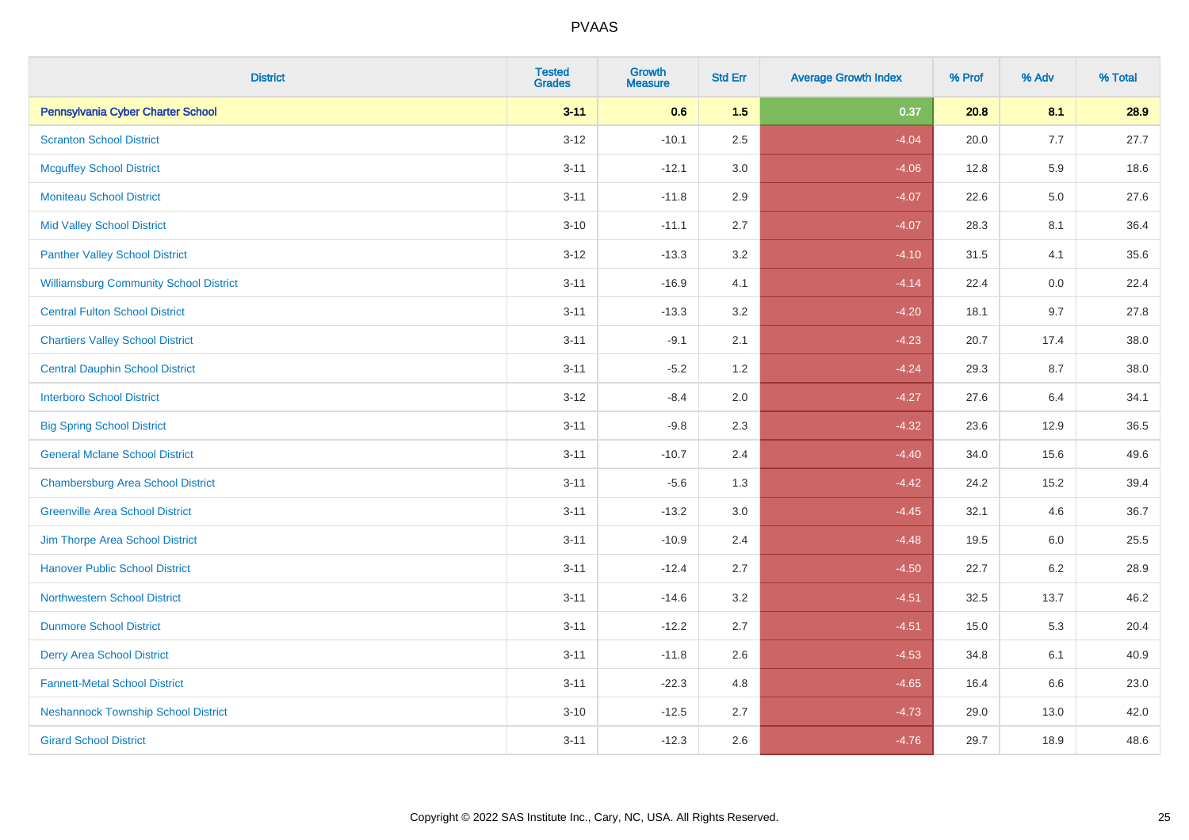| District | Tested Grades | Growth Measure | Std Err | Average Growth Index | % Prof | % Adv | % Total |
|---|---|---|---|---|---|---|---|
| **Pennsylvania Cyber Charter School** | **3-11** | **0.6** | **1.5** | **0.37** | **20.8** | **8.1** | **28.9** |
| Scranton School District | 3-12 | -10.1 | 2.5 | -4.04 | 20.0 | 7.7 | 27.7 |
| Mcguffey School District | 3-11 | -12.1 | 3.0 | -4.06 | 12.8 | 5.9 | 18.6 |
| Moniteau School District | 3-11 | -11.8 | 2.9 | -4.07 | 22.6 | 5.0 | 27.6 |
| Mid Valley School District | 3-10 | -11.1 | 2.7 | -4.07 | 28.3 | 8.1 | 36.4 |
| Panther Valley School District | 3-12 | -13.3 | 3.2 | -4.10 | 31.5 | 4.1 | 35.6 |
| Williamsburg Community School District | 3-11 | -16.9 | 4.1 | -4.14 | 22.4 | 0.0 | 22.4 |
| Central Fulton School District | 3-11 | -13.3 | 3.2 | -4.20 | 18.1 | 9.7 | 27.8 |
| Chartiers Valley School District | 3-11 | -9.1 | 2.1 | -4.23 | 20.7 | 17.4 | 38.0 |
| Central Dauphin School District | 3-11 | -5.2 | 1.2 | -4.24 | 29.3 | 8.7 | 38.0 |
| Interboro School District | 3-12 | -8.4 | 2.0 | -4.27 | 27.6 | 6.4 | 34.1 |
| Big Spring School District | 3-11 | -9.8 | 2.3 | -4.32 | 23.6 | 12.9 | 36.5 |
| General Mclane School District | 3-11 | -10.7 | 2.4 | -4.40 | 34.0 | 15.6 | 49.6 |
| Chambersburg Area School District | 3-11 | -5.6 | 1.3 | -4.42 | 24.2 | 15.2 | 39.4 |
| Greenville Area School District | 3-11 | -13.2 | 3.0 | -4.45 | 32.1 | 4.6 | 36.7 |
| Jim Thorpe Area School District | 3-11 | -10.9 | 2.4 | -4.48 | 19.5 | 6.0 | 25.5 |
| Hanover Public School District | 3-11 | -12.4 | 2.7 | -4.50 | 22.7 | 6.2 | 28.9 |
| Northwestern School District | 3-11 | -14.6 | 3.2 | -4.51 | 32.5 | 13.7 | 46.2 |
| Dunmore School District | 3-11 | -12.2 | 2.7 | -4.51 | 15.0 | 5.3 | 20.4 |
| Derry Area School District | 3-11 | -11.8 | 2.6 | -4.53 | 34.8 | 6.1 | 40.9 |
| Fannett-Metal School District | 3-11 | -22.3 | 4.8 | -4.65 | 16.4 | 6.6 | 23.0 |
| Neshannock Township School District | 3-10 | -12.5 | 2.7 | -4.73 | 29.0 | 13.0 | 42.0 |
| Girard School District | 3-11 | -12.3 | 2.6 | -4.76 | 29.7 | 18.9 | 48.6 |

Copyright © 2022 SAS Institute Inc., Cary, NC, USA. All Rights Reserved.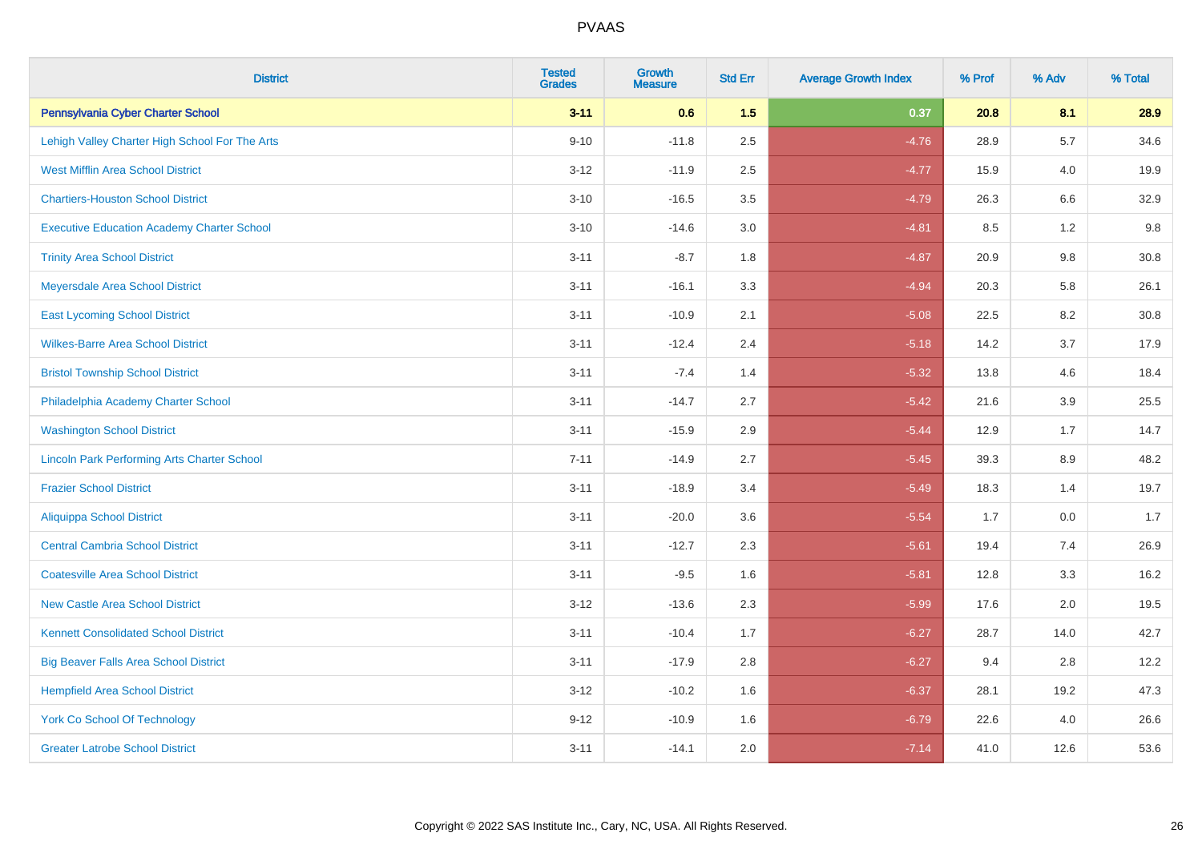| District | Tested Grades | Growth Measure | Std Err | Average Growth Index | % Prof | % Adv | % Total |
|---|---|---|---|---|---|---|---|
| **Pennsylvania Cyber Charter School** | **3-11** | **0.6** | **1.5** | **0.37** | **20.8** | **8.1** | **28.9** |
| Lehigh Valley Charter High School For The Arts | 9-10 | -11.8 | 2.5 | -4.76 | 28.9 | 5.7 | 34.6 |
| West Mifflin Area School District | 3-12 | -11.9 | 2.5 | -4.77 | 15.9 | 4.0 | 19.9 |
| Chartiers-Houston School District | 3-10 | -16.5 | 3.5 | -4.79 | 26.3 | 6.6 | 32.9 |
| Executive Education Academy Charter School | 3-10 | -14.6 | 3.0 | -4.81 | 8.5 | 1.2 | 9.8 |
| Trinity Area School District | 3-11 | -8.7 | 1.8 | -4.87 | 20.9 | 9.8 | 30.8 |
| Meyersdale Area School District | 3-11 | -16.1 | 3.3 | -4.94 | 20.3 | 5.8 | 26.1 |
| East Lycoming School District | 3-11 | -10.9 | 2.1 | -5.08 | 22.5 | 8.2 | 30.8 |
| Wilkes-Barre Area School District | 3-11 | -12.4 | 2.4 | -5.18 | 14.2 | 3.7 | 17.9 |
| Bristol Township School District | 3-11 | -7.4 | 1.4 | -5.32 | 13.8 | 4.6 | 18.4 |
| Philadelphia Academy Charter School | 3-11 | -14.7 | 2.7 | -5.42 | 21.6 | 3.9 | 25.5 |
| Washington School District | 3-11 | -15.9 | 2.9 | -5.44 | 12.9 | 1.7 | 14.7 |
| Lincoln Park Performing Arts Charter School | 7-11 | -14.9 | 2.7 | -5.45 | 39.3 | 8.9 | 48.2 |
| Frazier School District | 3-11 | -18.9 | 3.4 | -5.49 | 18.3 | 1.4 | 19.7 |
| Aliquippa School District | 3-11 | -20.0 | 3.6 | -5.54 | 1.7 | 0.0 | 1.7 |
| Central Cambria School District | 3-11 | -12.7 | 2.3 | -5.61 | 19.4 | 7.4 | 26.9 |
| Coatesville Area School District | 3-11 | -9.5 | 1.6 | -5.81 | 12.8 | 3.3 | 16.2 |
| New Castle Area School District | 3-12 | -13.6 | 2.3 | -5.99 | 17.6 | 2.0 | 19.5 |
| Kennett Consolidated School District | 3-11 | -10.4 | 1.7 | -6.27 | 28.7 | 14.0 | 42.7 |
| Big Beaver Falls Area School District | 3-11 | -17.9 | 2.8 | -6.27 | 9.4 | 2.8 | 12.2 |
| Hempfield Area School District | 3-12 | -10.2 | 1.6 | -6.37 | 28.1 | 19.2 | 47.3 |
| York Co School Of Technology | 9-12 | -10.9 | 1.6 | -6.79 | 22.6 | 4.0 | 26.6 |
| Greater Latrobe School District | 3-11 | -14.1 | 2.0 | -7.14 | 41.0 | 12.6 | 53.6 |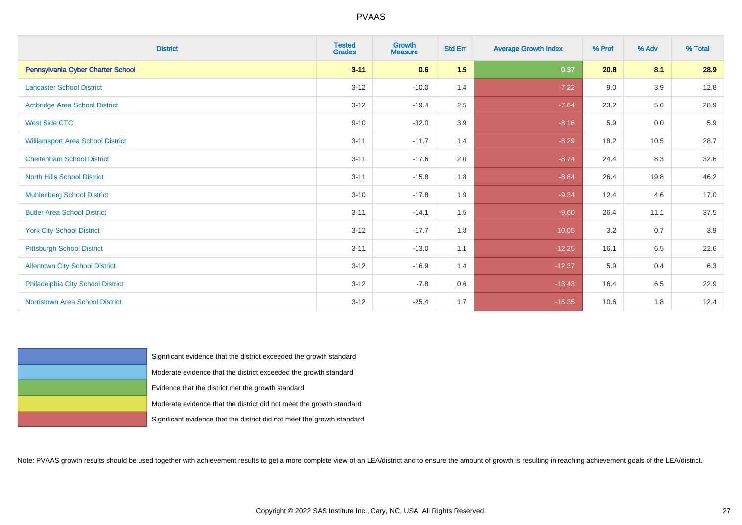# PVAAS

| District | Tested Grades | Growth Measure | Std Err | Average Growth Index | % Prof | % Adv | % Total |
|---|---|---|---|---|---|---|---|
| **Pennsylvania Cyber Charter School** | **3-11** | **0.6** | **1.5** | **0.37** | **20.8** | **8.1** | **28.9** |
| Lancaster School District | 3-12 | -10.0 | 1.4 | -7.22 | 9.0 | 3.9 | 12.8 |
| Ambridge Area School District | 3-12 | -19.4 | 2.5 | -7.64 | 23.2 | 5.6 | 28.9 |
| West Side CTC | 9-10 | -32.0 | 3.9 | -8.16 | 5.9 | 0.0 | 5.9 |
| Williamsport Area School District | 3-11 | -11.7 | 1.4 | -8.29 | 18.2 | 10.5 | 28.7 |
| Cheltenham School District | 3-11 | -17.6 | 2.0 | -8.74 | 24.4 | 8.3 | 32.6 |
| North Hills School District | 3-11 | -15.8 | 1.8 | -8.84 | 26.4 | 19.8 | 46.2 |
| Muhlenberg School District | 3-10 | -17.8 | 1.9 | -9.34 | 12.4 | 4.6 | 17.0 |
| Butler Area School District | 3-11 | -14.1 | 1.5 | -9.60 | 26.4 | 11.1 | 37.5 |
| York City School District | 3-12 | -17.7 | 1.8 | -10.05 | 3.2 | 0.7 | 3.9 |
| Pittsburgh School District | 3-11 | -13.0 | 1.1 | -12.25 | 16.1 | 6.5 | 22.6 |
| Allentown City School District | 3-12 | -16.9 | 1.4 | -12.37 | 5.9 | 0.4 | 6.3 |
| Philadelphia City School District | 3-12 | -7.8 | 0.6 | -13.43 | 16.4 | 6.5 | 22.9 |
| Norristown Area School District | 3-12 | -25.4 | 1.7 | -15.35 | 10.6 | 1.8 | 12.4 |

Significant evidence that the district exceeded the growth standard

Moderate evidence that the district exceeded the growth standard

Evidence that the district met the growth standard

Moderate evidence that the district did not meet the growth standard

Significant evidence that the district did not meet the growth standard

Note: PVAAS growth results should be used together with achievement results to get a more complete view of an LEA/district and to ensure the amount of growth is resulting in reaching achievement goals of the LEA/district.

Copyright © 2022 SAS Institute Inc., Cary, NC, USA. All Rights Reserved.